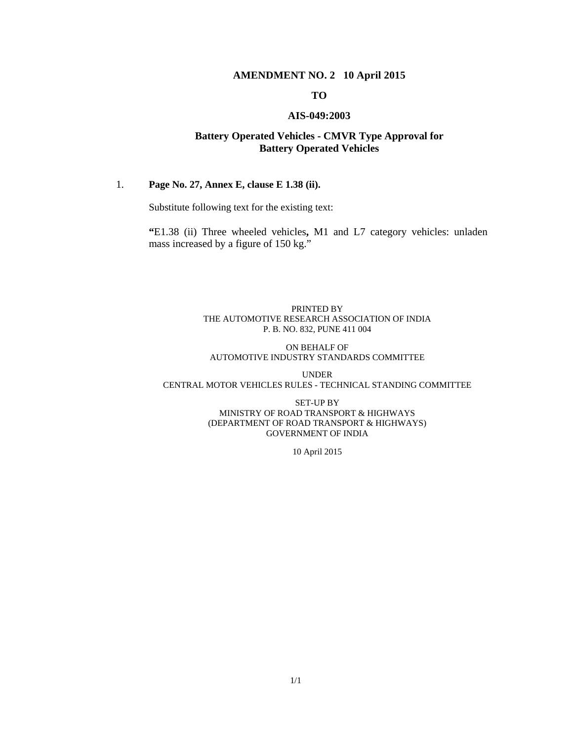# AMENDMENT NO. 2 10 April 2015

## TO

## AIS-049:2003

## Battery Operated Vehicles - CMVR Type Approval for Battery Operated Vehicles

1. **Page No. 27, Annex E, clause E 1.38 (ii).**

   Substitute following text for the existing text:

   **"**E1.38 (ii) Three wheeled vehicles**,** M1 and L7 category vehicles: unladen mass increased by a figure of 150 kg."

PRINTED BY
THE AUTOMOTIVE RESEARCH ASSOCIATION OF INDIA
P. B. NO. 832, PUNE 411 004

ON BEHALF OF
AUTOMOTIVE INDUSTRY STANDARDS COMMITTEE

UNDER
CENTRAL MOTOR VEHICLES RULES - TECHNICAL STANDING COMMITTEE

SET-UP BY
MINISTRY OF ROAD TRANSPORT & HIGHWAYS
(DEPARTMENT OF ROAD TRANSPORT & HIGHWAYS)
GOVERNMENT OF INDIA

10 April 2015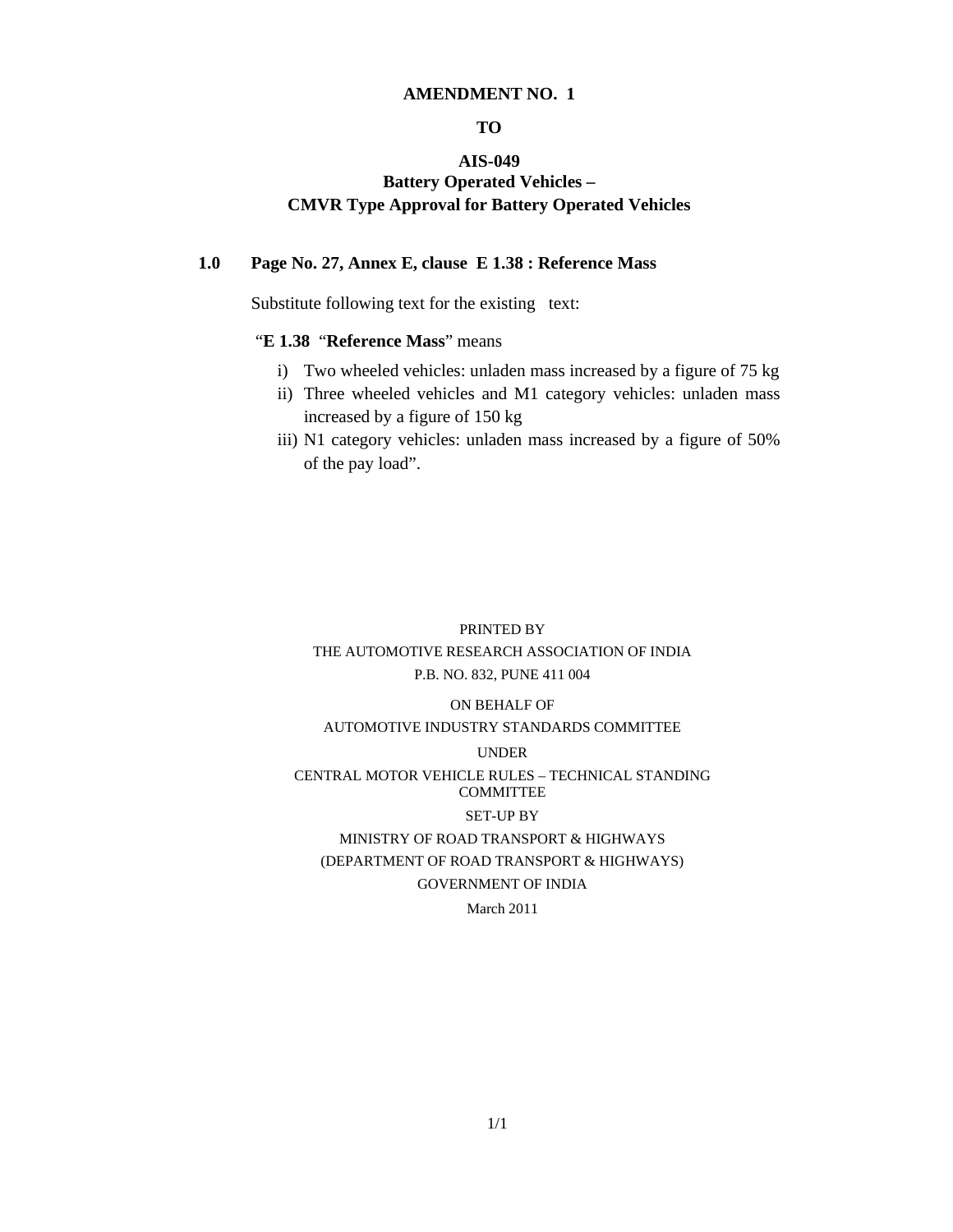**AMENDMENT NO. 1**

**TO**

**AIS-049**
**Battery Operated Vehicles –**
**CMVR Type Approval for Battery Operated Vehicles**

**1.0 Page No. 27, Annex E, clause E 1.38 : Reference Mass**

Substitute following text for the existing text:

"**E 1.38** "**Reference Mass**" means

i) Two wheeled vehicles: unladen mass increased by a figure of 75 kg
ii) Three wheeled vehicles and M1 category vehicles: unladen mass increased by a figure of 150 kg
iii) N1 category vehicles: unladen mass increased by a figure of 50% of the pay load".

PRINTED BY
THE AUTOMOTIVE RESEARCH ASSOCIATION OF INDIA
P.B. NO. 832, PUNE 411 004

ON BEHALF OF
AUTOMOTIVE INDUSTRY STANDARDS COMMITTEE

UNDER
CENTRAL MOTOR VEHICLE RULES – TECHNICAL STANDING COMMITTEE

SET-UP BY
MINISTRY OF ROAD TRANSPORT & HIGHWAYS
(DEPARTMENT OF ROAD TRANSPORT & HIGHWAYS)
GOVERNMENT OF INDIA

March 2011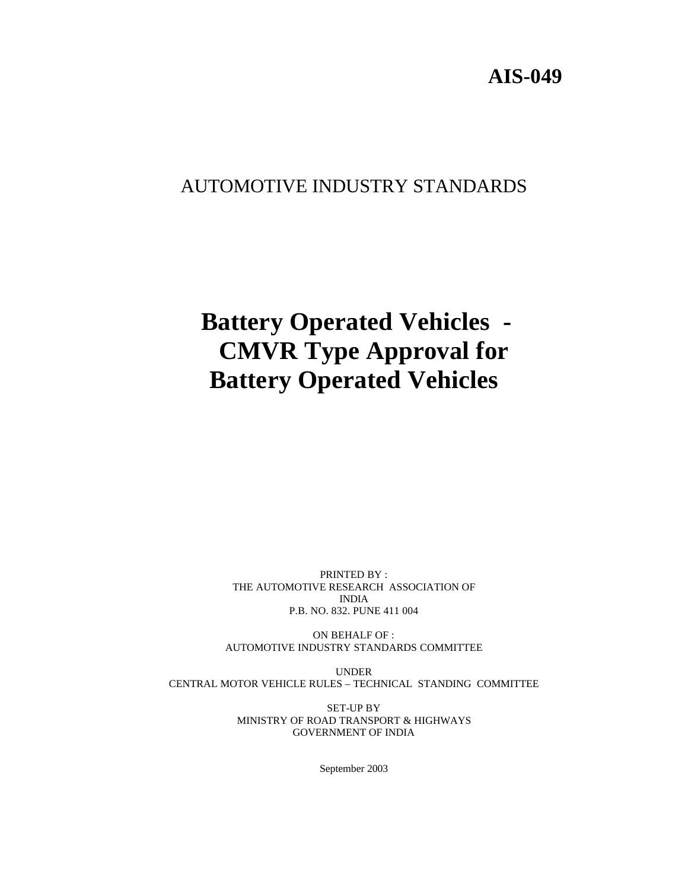**AIS-049**

AUTOMOTIVE INDUSTRY STANDARDS

# Battery Operated Vehicles - CMVR Type Approval for Battery Operated Vehicles

PRINTED BY :
THE AUTOMOTIVE RESEARCH ASSOCIATION OF INDIA
P.B. NO. 832. PUNE 411 004

ON BEHALF OF :
AUTOMOTIVE INDUSTRY STANDARDS COMMITTEE

UNDER
CENTRAL MOTOR VEHICLE RULES – TECHNICAL STANDING COMMITTEE

SET-UP BY
MINISTRY OF ROAD TRANSPORT & HIGHWAYS
GOVERNMENT OF INDIA

September 2003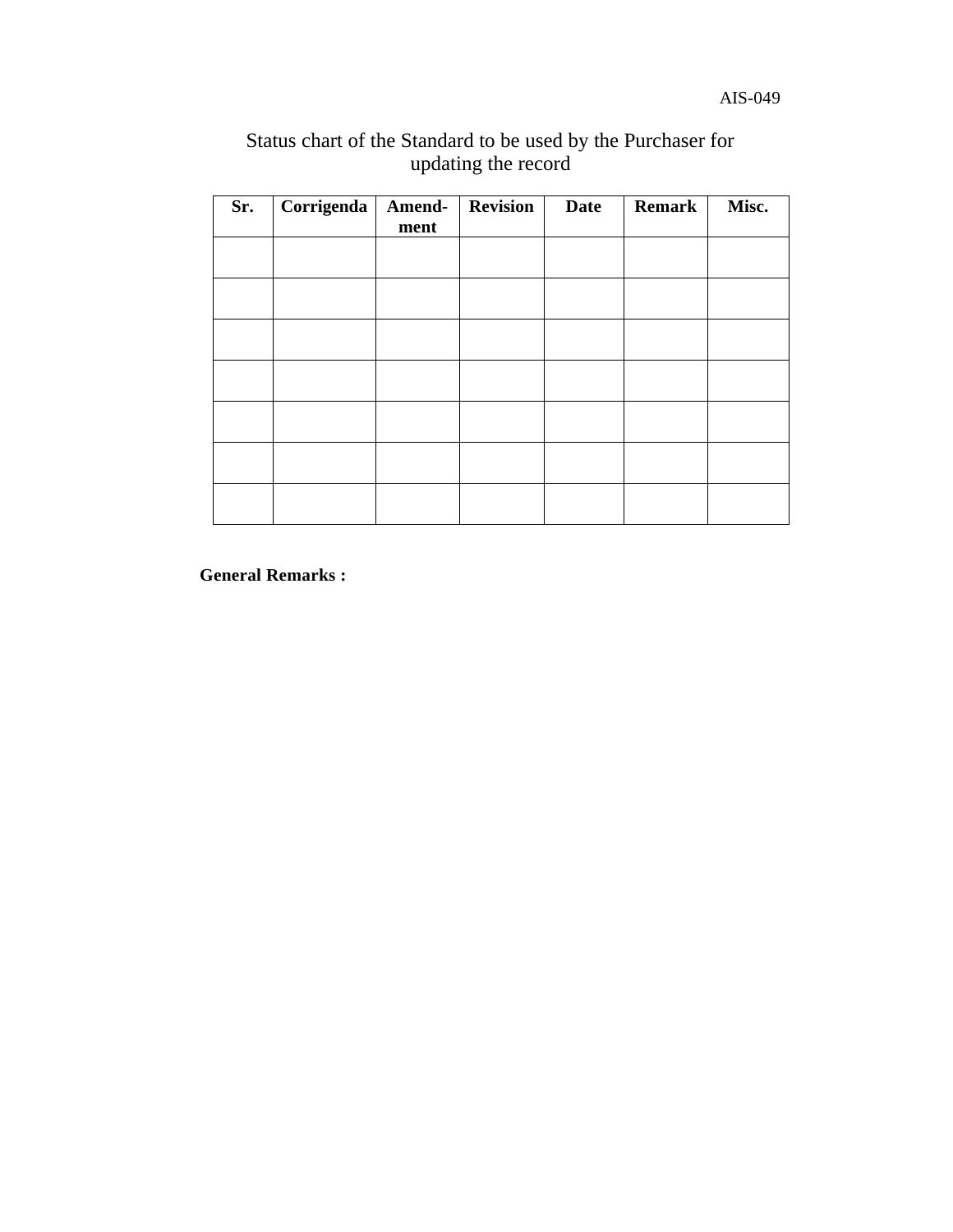Status chart of the Standard to be used by the Purchaser for updating the record

| Sr. | Corrigenda | Amend-ment | Revision | Date | Remark | Misc. |
|---|---|---|---|---|---|---|
| | | | | | | |
| | | | | | | |
| | | | | | | |
| | | | | | | |
| | | | | | | |
| | | | | | | |
| | | | | | | |

**General Remarks :**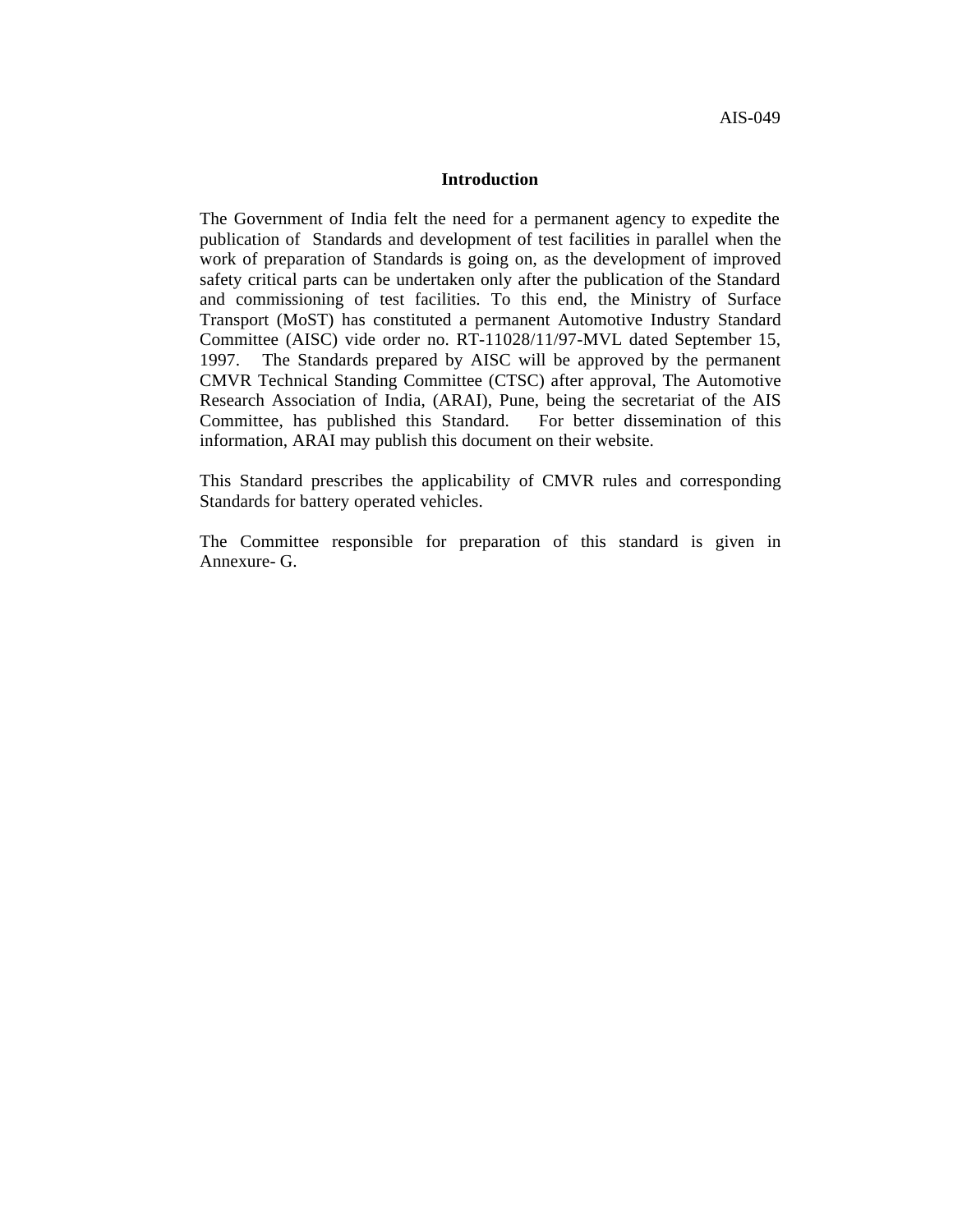## Introduction

The Government of India felt the need for a permanent agency to expedite the publication of Standards and development of test facilities in parallel when the work of preparation of Standards is going on, as the development of improved safety critical parts can be undertaken only after the publication of the Standard and commissioning of test facilities. To this end, the Ministry of Surface Transport (MoST) has constituted a permanent Automotive Industry Standard Committee (AISC) vide order no. RT-11028/11/97-MVL dated September 15, 1997. The Standards prepared by AISC will be approved by the permanent CMVR Technical Standing Committee (CTSC) after approval, The Automotive Research Association of India, (ARAI), Pune, being the secretariat of the AIS Committee, has published this Standard. For better dissemination of this information, ARAI may publish this document on their website.

This Standard prescribes the applicability of CMVR rules and corresponding Standards for battery operated vehicles.

The Committee responsible for preparation of this standard is given in Annexure- G.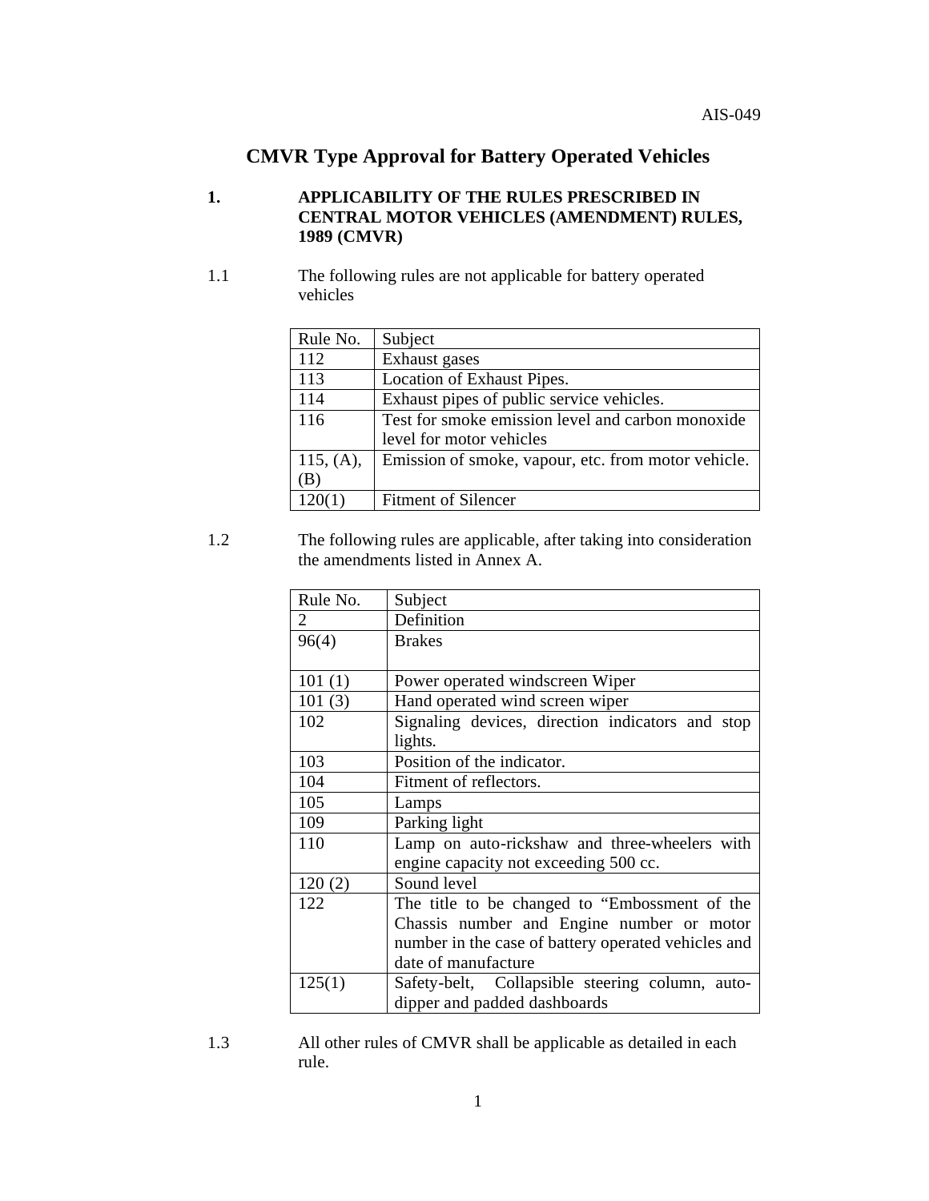# CMVR Type Approval for Battery Operated Vehicles

**1. APPLICABILITY OF THE RULES PRESCRIBED IN CENTRAL MOTOR VEHICLES (AMENDMENT) RULES, 1989 (CMVR)**

1.1 The following rules are not applicable for battery operated vehicles

| Rule No. | Subject |
|---|---|
| 112 | Exhaust gases |
| 113 | Location of Exhaust Pipes. |
| 114 | Exhaust pipes of public service vehicles. |
| 116 | Test for smoke emission level and carbon monoxide level for motor vehicles |
| 115, (A), (B) | Emission of smoke, vapour, etc. from motor vehicle. |
| 120(1) | Fitment of Silencer |

1.2 The following rules are applicable, after taking into consideration the amendments listed in Annex A.

| Rule No. | Subject |
|---|---|
| 2 | Definition |
| 96(4) | Brakes |
| 101 (1) | Power operated windscreen Wiper |
| 101 (3) | Hand operated wind screen wiper |
| 102 | Signaling devices, direction indicators and stop lights. |
| 103 | Position of the indicator. |
| 104 | Fitment of reflectors. |
| 105 | Lamps |
| 109 | Parking light |
| 110 | Lamp on auto-rickshaw and three-wheelers with engine capacity not exceeding 500 cc. |
| 120 (2) | Sound level |
| 122 | The title to be changed to "Embossment of the Chassis number and Engine number or motor number in the case of battery operated vehicles and date of manufacture |
| 125(1) | Safety-belt, Collapsible steering column, auto-dipper and padded dashboards |

1.3 All other rules of CMVR shall be applicable as detailed in each rule.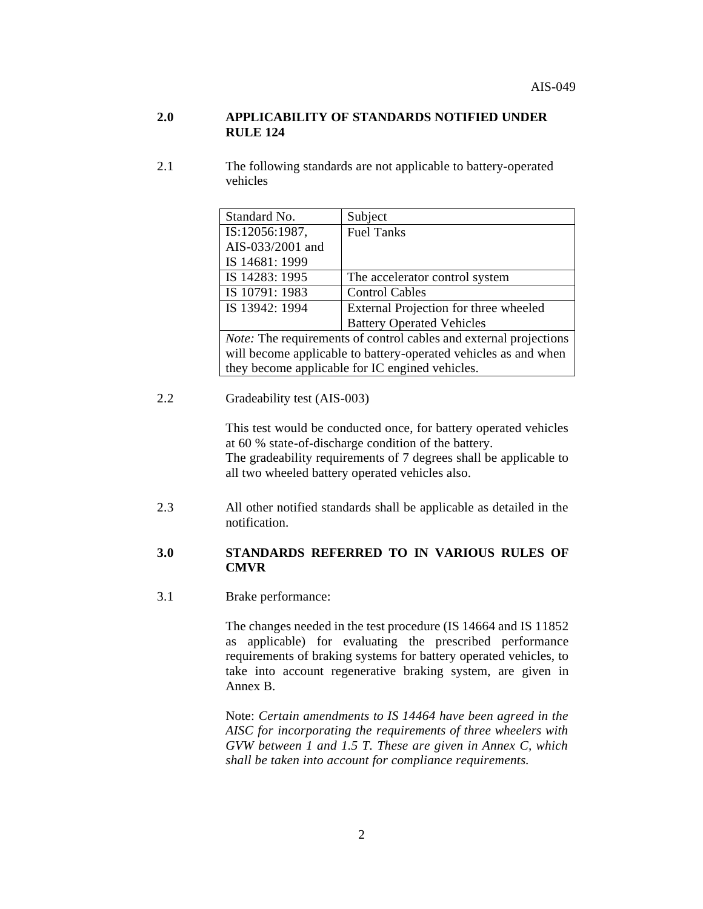## 2.0 APPLICABILITY OF STANDARDS NOTIFIED UNDER RULE 124

2.1 The following standards are not applicable to battery-operated vehicles

| Standard No. | Subject |
|---|---|
| IS:12056:1987, AIS-033/2001 and IS 14681: 1999 | Fuel Tanks |
| IS 14283: 1995 | The accelerator control system |
| IS 10791: 1983 | Control Cables |
| IS 13942: 1994 | External Projection for three wheeled Battery Operated Vehicles |
| *Note:* The requirements of control cables and external projections will become applicable to battery-operated vehicles as and when they become applicable for IC engined vehicles. | |

2.2 Gradeability test (AIS-003)

This test would be conducted once, for battery operated vehicles at 60 % state-of-discharge condition of the battery.
The gradeability requirements of 7 degrees shall be applicable to all two wheeled battery operated vehicles also.

2.3 All other notified standards shall be applicable as detailed in the notification.

## 3.0 STANDARDS REFERRED TO IN VARIOUS RULES OF CMVR

3.1 Brake performance:

The changes needed in the test procedure (IS 14664 and IS 11852 as applicable) for evaluating the prescribed performance requirements of braking systems for battery operated vehicles, to take into account regenerative braking system, are given in Annex B.

Note: *Certain amendments to IS 14464 have been agreed in the AISC for incorporating the requirements of three wheelers with GVW between 1 and 1.5 T. These are given in Annex C, which shall be taken into account for compliance requirements.*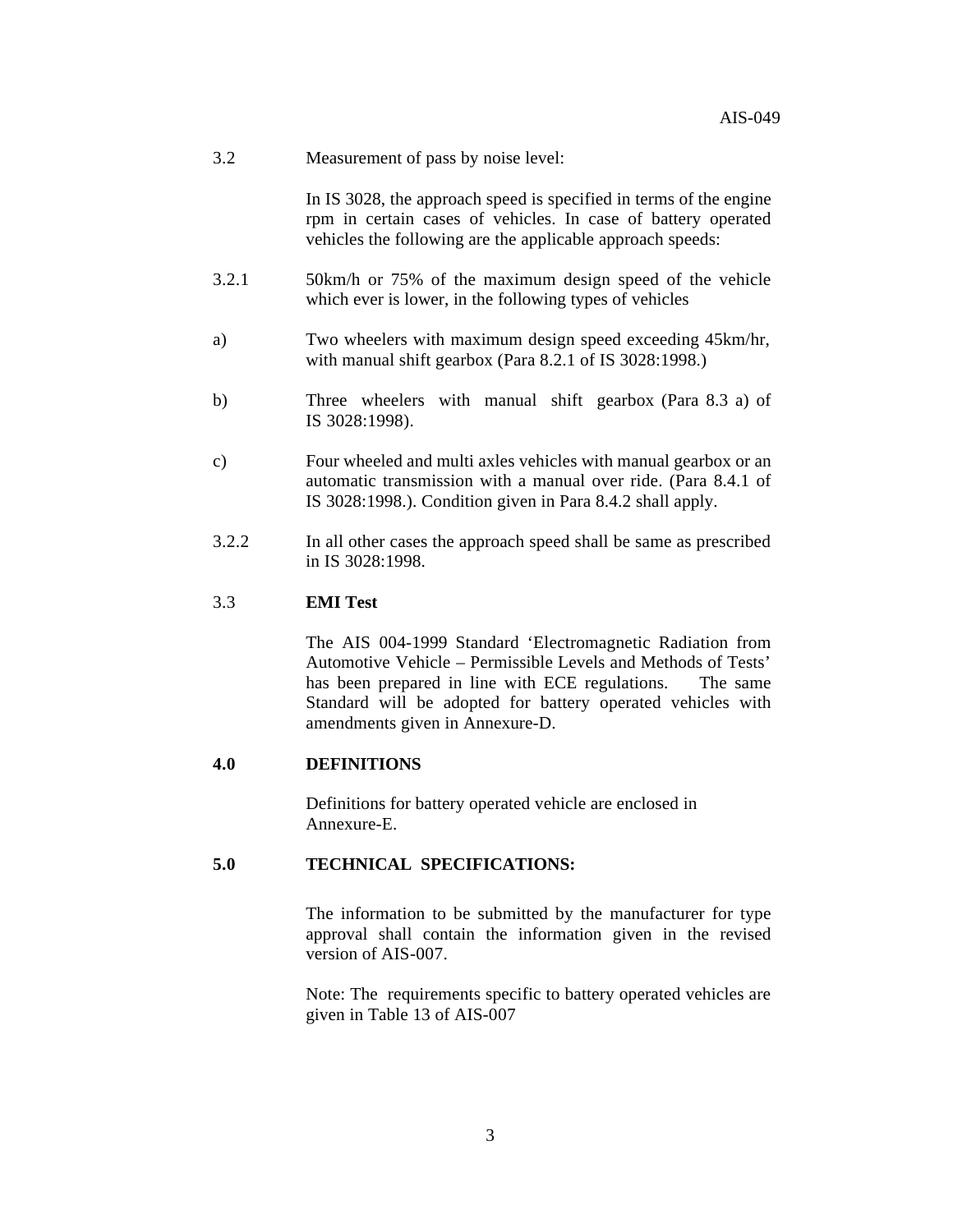3.2 Measurement of pass by noise level:

In IS 3028, the approach speed is specified in terms of the engine rpm in certain cases of vehicles. In case of battery operated vehicles the following are the applicable approach speeds:

3.2.1 50km/h or 75% of the maximum design speed of the vehicle which ever is lower, in the following types of vehicles

a) Two wheelers with maximum design speed exceeding 45km/hr, with manual shift gearbox (Para 8.2.1 of IS 3028:1998.)

b) Three wheelers with manual shift gearbox (Para 8.3 a) of IS 3028:1998).

c) Four wheeled and multi axles vehicles with manual gearbox or an automatic transmission with a manual over ride. (Para 8.4.1 of IS 3028:1998.). Condition given in Para 8.4.2 shall apply.

3.2.2 In all other cases the approach speed shall be same as prescribed in IS 3028:1998.

3.3 **EMI Test**

The AIS 004-1999 Standard 'Electromagnetic Radiation from Automotive Vehicle – Permissible Levels and Methods of Tests' has been prepared in line with ECE regulations. The same Standard will be adopted for battery operated vehicles with amendments given in Annexure-D.

## 4.0 DEFINITIONS

Definitions for battery operated vehicle are enclosed in Annexure-E.

## 5.0 TECHNICAL SPECIFICATIONS:

The information to be submitted by the manufacturer for type approval shall contain the information given in the revised version of AIS-007.

Note: The requirements specific to battery operated vehicles are given in Table 13 of AIS-007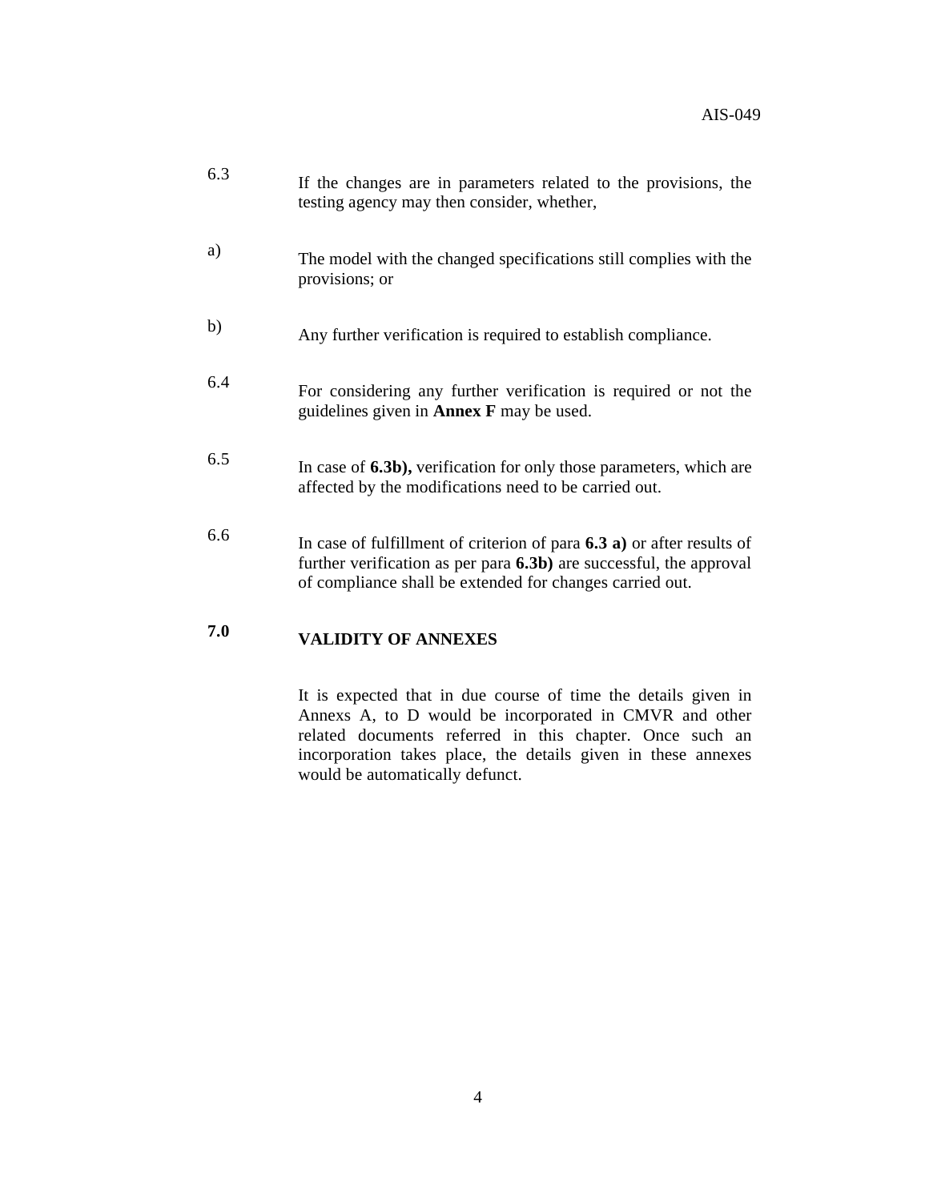6.3 If the changes are in parameters related to the provisions, the testing agency may then consider, whether,

a) The model with the changed specifications still complies with the provisions; or

b) Any further verification is required to establish compliance.

6.4 For considering any further verification is required or not the guidelines given in **Annex F** may be used.

6.5 In case of **6.3b),** verification for only those parameters, which are affected by the modifications need to be carried out.

6.6 In case of fulfillment of criterion of para **6.3 a)** or after results of further verification as per para **6.3b)** are successful, the approval of compliance shall be extended for changes carried out.

## 7.0 VALIDITY OF ANNEXES

It is expected that in due course of time the details given in Annexs A, to D would be incorporated in CMVR and other related documents referred in this chapter. Once such an incorporation takes place, the details given in these annexes would be automatically defunct.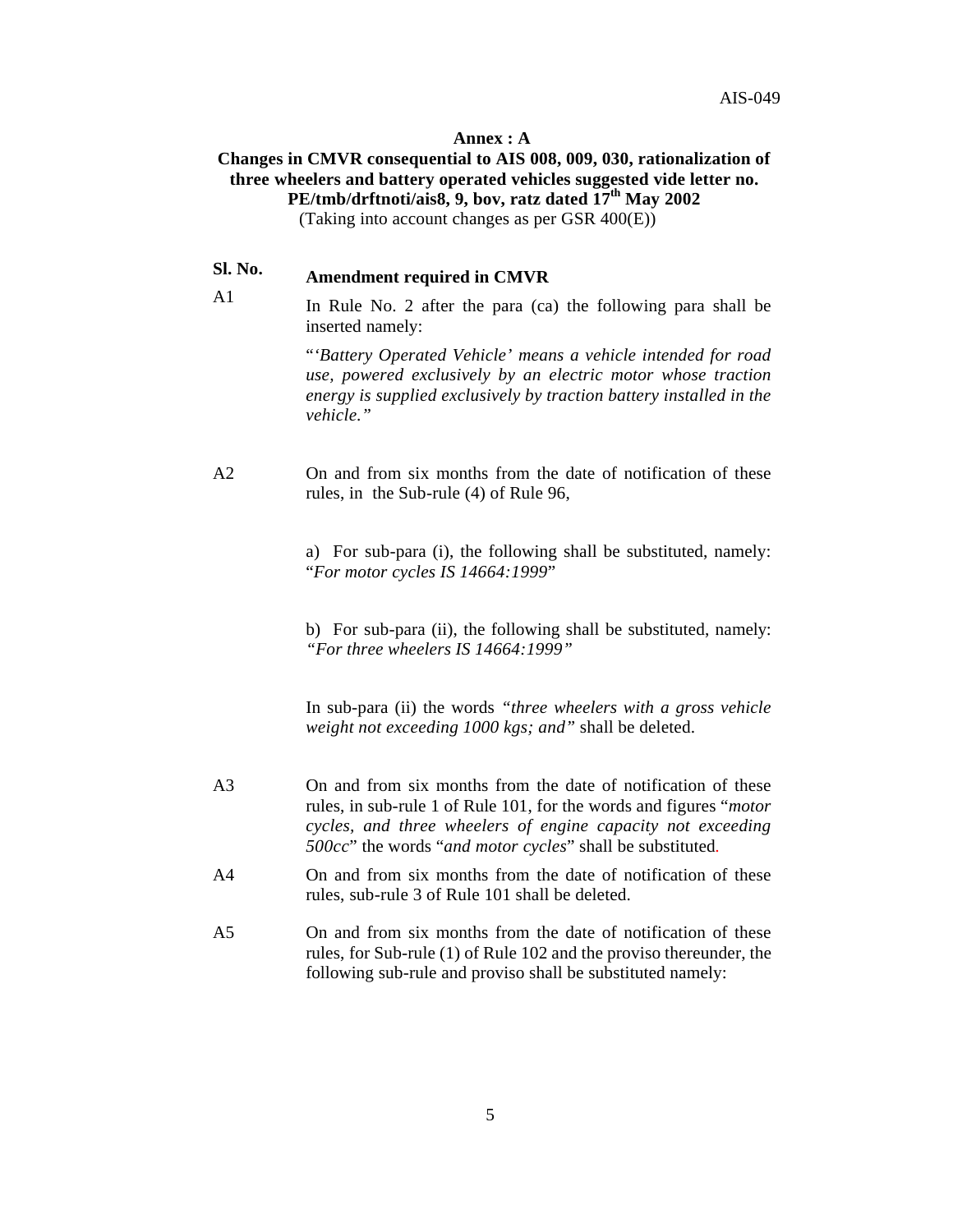## Annex : A

### Changes in CMVR consequential to AIS 008, 009, 030, rationalization of three wheelers and battery operated vehicles suggested vide letter no. PE/tmb/drftnoti/ais8, 9, bov, ratz dated 17th May 2002

(Taking into account changes as per GSR 400(E))

| Sl. No. | Amendment required in CMVR |
|---|---|
| A1 | In Rule No. 2 after the para (ca) the following para shall be inserted namely: “*‘Battery Operated Vehicle’ means a vehicle intended for road use, powered exclusively by an electric motor whose traction energy is supplied exclusively by traction battery installed in the vehicle.”* |
| A2 | On and from six months from the date of notification of these rules, in the Sub-rule (4) of Rule 96, |
| | a) For sub-para (i), the following shall be substituted, namely: “*For motor cycles IS 14664:1999*” |
| | b) For sub-para (ii), the following shall be substituted, namely: *“For three wheelers IS 14664:1999”* |
| | In sub-para (ii) the words *“three wheelers with a gross vehicle weight not exceeding 1000 kgs; and”* shall be deleted. |
| A3 | On and from six months from the date of notification of these rules, in sub-rule 1 of Rule 101, for the words and figures “*motor cycles, and three wheelers of engine capacity not exceeding 500cc*” the words “*and motor cycles*” shall be substituted. |
| A4 | On and from six months from the date of notification of these rules, sub-rule 3 of Rule 101 shall be deleted. |
| A5 | On and from six months from the date of notification of these rules, for Sub-rule (1) of Rule 102 and the proviso thereunder, the following sub-rule and proviso shall be substituted namely: |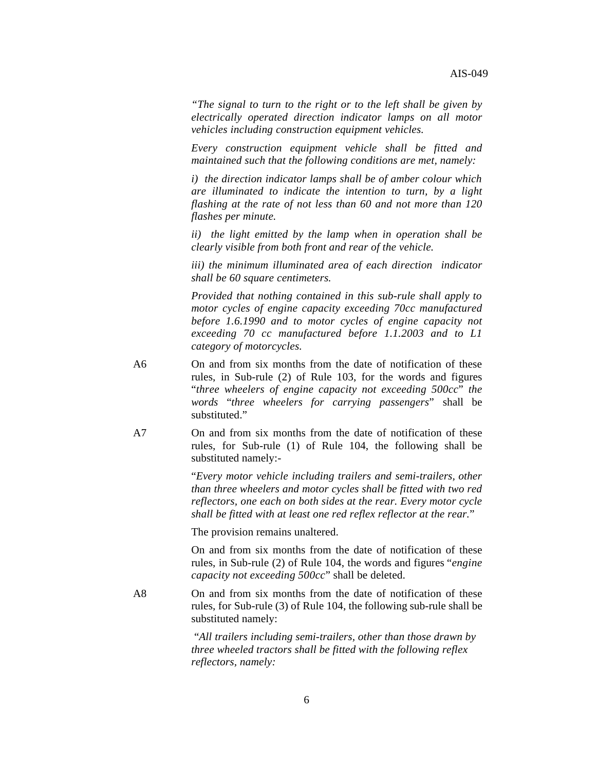*"The signal to turn to the right or to the left shall be given by electrically operated direction indicator lamps on all motor vehicles including construction equipment vehicles.*

*Every construction equipment vehicle shall be fitted and maintained such that the following conditions are met, namely:*

*i) the direction indicator lamps shall be of amber colour which are illuminated to indicate the intention to turn, by a light flashing at the rate of not less than 60 and not more than 120 flashes per minute.*

*ii) the light emitted by the lamp when in operation shall be clearly visible from both front and rear of the vehicle.*

*iii) the minimum illuminated area of each direction indicator shall be 60 square centimeters.*

*Provided that nothing contained in this sub-rule shall apply to motor cycles of engine capacity exceeding 70cc manufactured before 1.6.1990 and to motor cycles of engine capacity not exceeding 70 cc manufactured before 1.1.2003 and to L1 category of motorcycles.*

A6 On and from six months from the date of notification of these rules, in Sub-rule (2) of Rule 103, for the words and figures "*three wheelers of engine capacity not exceeding 500cc*" *the words* "*three wheelers for carrying passengers*" shall be substituted."

A7 On and from six months from the date of notification of these rules, for Sub-rule (1) of Rule 104, the following shall be substituted namely:-

"*Every motor vehicle including trailers and semi-trailers, other than three wheelers and motor cycles shall be fitted with two red reflectors, one each on both sides at the rear. Every motor cycle shall be fitted with at least one red reflex reflector at the rear.*"

The provision remains unaltered.

On and from six months from the date of notification of these rules, in Sub-rule (2) of Rule 104, the words and figures "*engine capacity not exceeding 500cc*" shall be deleted.

A8 On and from six months from the date of notification of these rules, for Sub-rule (3) of Rule 104, the following sub-rule shall be substituted namely:

"*All trailers including semi-trailers, other than those drawn by three wheeled tractors shall be fitted with the following reflex reflectors, namely:*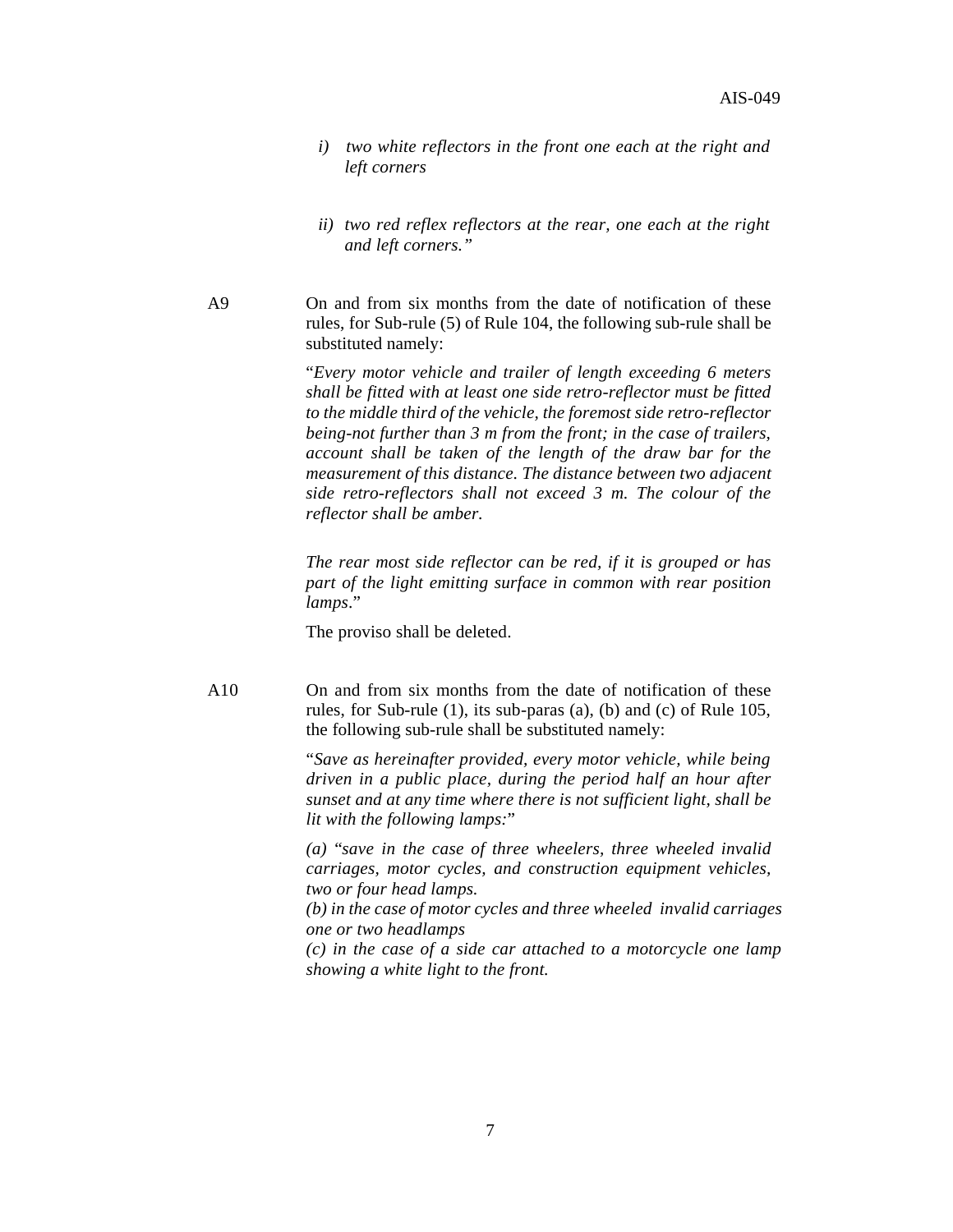*i) two white reflectors in the front one each at the right and left corners*

*ii) two red reflex reflectors at the rear, one each at the right and left corners."*

A9 On and from six months from the date of notification of these rules, for Sub-rule (5) of Rule 104, the following sub-rule shall be substituted namely:

"*Every motor vehicle and trailer of length exceeding 6 meters shall be fitted with at least one side retro-reflector must be fitted to the middle third of the vehicle, the foremost side retro-reflector being-not further than 3 m from the front; in the case of trailers, account shall be taken of the length of the draw bar for the measurement of this distance. The distance between two adjacent side retro-reflectors shall not exceed 3 m. The colour of the reflector shall be amber.*

*The rear most side reflector can be red, if it is grouped or has part of the light emitting surface in common with rear position lamps*."

The proviso shall be deleted.

A10 On and from six months from the date of notification of these rules, for Sub-rule (1), its sub-paras (a), (b) and (c) of Rule 105, the following sub-rule shall be substituted namely:

"*Save as hereinafter provided, every motor vehicle, while being driven in a public place, during the period half an hour after sunset and at any time where there is not sufficient light, shall be lit with the following lamps:*"

*(a) "save in the case of three wheelers, three wheeled invalid carriages, motor cycles, and construction equipment vehicles, two or four head lamps.*
*(b) in the case of motor cycles and three wheeled invalid carriages one or two headlamps*
*(c) in the case of a side car attached to a motorcycle one lamp showing a white light to the front.*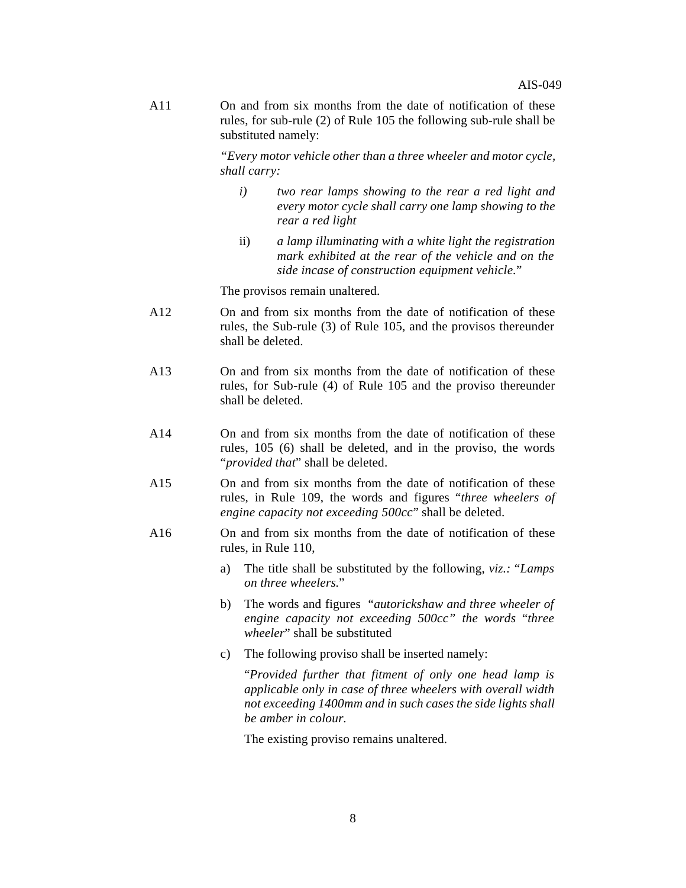A11 On and from six months from the date of notification of these rules, for sub-rule (2) of Rule 105 the following sub-rule shall be substituted namely:

*"Every motor vehicle other than a three wheeler and motor cycle, shall carry:*

*i) two rear lamps showing to the rear a red light and every motor cycle shall carry one lamp showing to the rear a red light*

ii) *a lamp illuminating with a white light the registration mark exhibited at the rear of the vehicle and on the side incase of construction equipment vehicle.*"

The provisos remain unaltered.

A12 On and from six months from the date of notification of these rules, the Sub-rule (3) of Rule 105, and the provisos thereunder shall be deleted.

A13 On and from six months from the date of notification of these rules, for Sub-rule (4) of Rule 105 and the proviso thereunder shall be deleted.

A14 On and from six months from the date of notification of these rules, 105 (6) shall be deleted, and in the proviso, the words "*provided that*" shall be deleted.

A15 On and from six months from the date of notification of these rules, in Rule 109, the words and figures "*three wheelers of engine capacity not exceeding 500cc*" shall be deleted.

A16 On and from six months from the date of notification of these rules, in Rule 110,

a) The title shall be substituted by the following, *viz.:* "*Lamps on three wheelers.*"

b) The words and figures *"autorickshaw and three wheeler of engine capacity not exceeding 500cc" the words* "*three wheeler*" shall be substituted

c) The following proviso shall be inserted namely:

"*Provided further that fitment of only one head lamp is applicable only in case of three wheelers with overall width not exceeding 1400mm and in such cases the side lights shall be amber in colour.*

The existing proviso remains unaltered.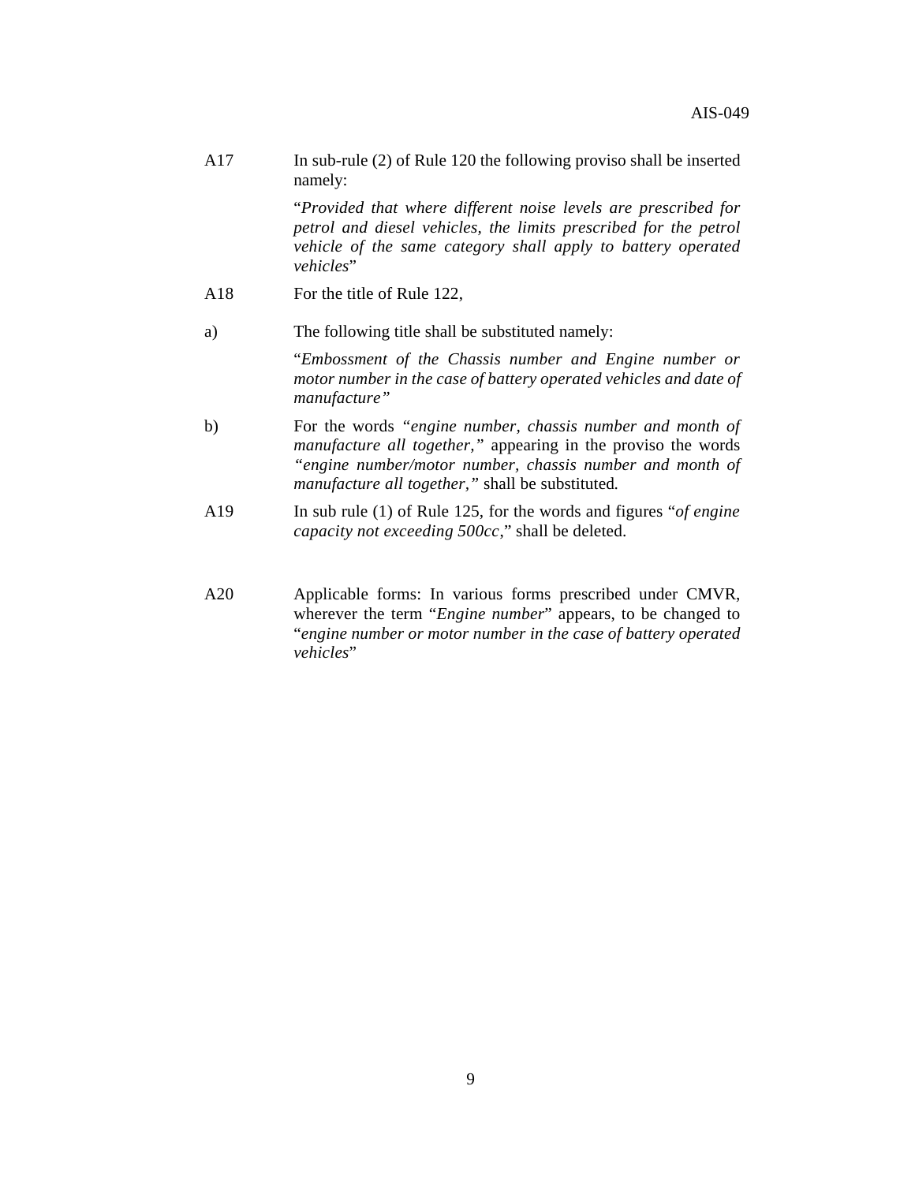A17 In sub-rule (2) of Rule 120 the following proviso shall be inserted namely:

"*Provided that where different noise levels are prescribed for petrol and diesel vehicles, the limits prescribed for the petrol vehicle of the same category shall apply to battery operated vehicles*"

A18 For the title of Rule 122,

a) The following title shall be substituted namely:

"*Embossment of the Chassis number and Engine number or motor number in the case of battery operated vehicles and date of manufacture"*

b) For the words *"engine number, chassis number and month of manufacture all together,"* appearing in the proviso the words *"engine number/motor number, chassis number and month of manufacture all together,"* shall be substituted.

A19 In sub rule (1) of Rule 125, for the words and figures "*of engine capacity not exceeding 500cc*," shall be deleted.

A20 Applicable forms: In various forms prescribed under CMVR, wherever the term "*Engine number*" appears, to be changed to "*engine number or motor number in the case of battery operated vehicles*"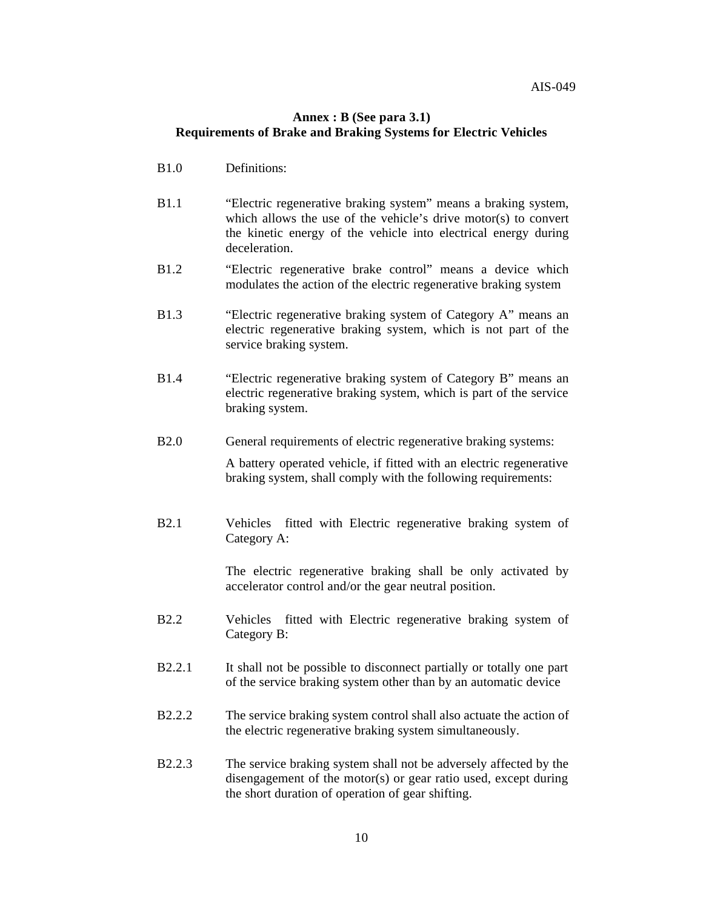## Annex : B (See para 3.1)
## Requirements of Brake and Braking Systems for Electric Vehicles

B1.0 Definitions:

B1.1 "Electric regenerative braking system" means a braking system, which allows the use of the vehicle's drive motor(s) to convert the kinetic energy of the vehicle into electrical energy during deceleration.

B1.2 "Electric regenerative brake control" means a device which modulates the action of the electric regenerative braking system

B1.3 "Electric regenerative braking system of Category A" means an electric regenerative braking system, which is not part of the service braking system.

B1.4 "Electric regenerative braking system of Category B" means an electric regenerative braking system, which is part of the service braking system.

B2.0 General requirements of electric regenerative braking systems:

A battery operated vehicle, if fitted with an electric regenerative braking system, shall comply with the following requirements:

B2.1 Vehicles fitted with Electric regenerative braking system of Category A:

The electric regenerative braking shall be only activated by accelerator control and/or the gear neutral position.

B2.2 Vehicles fitted with Electric regenerative braking system of Category B:

B2.2.1 It shall not be possible to disconnect partially or totally one part of the service braking system other than by an automatic device

B2.2.2 The service braking system control shall also actuate the action of the electric regenerative braking system simultaneously.

B2.2.3 The service braking system shall not be adversely affected by the disengagement of the motor(s) or gear ratio used, except during the short duration of operation of gear shifting.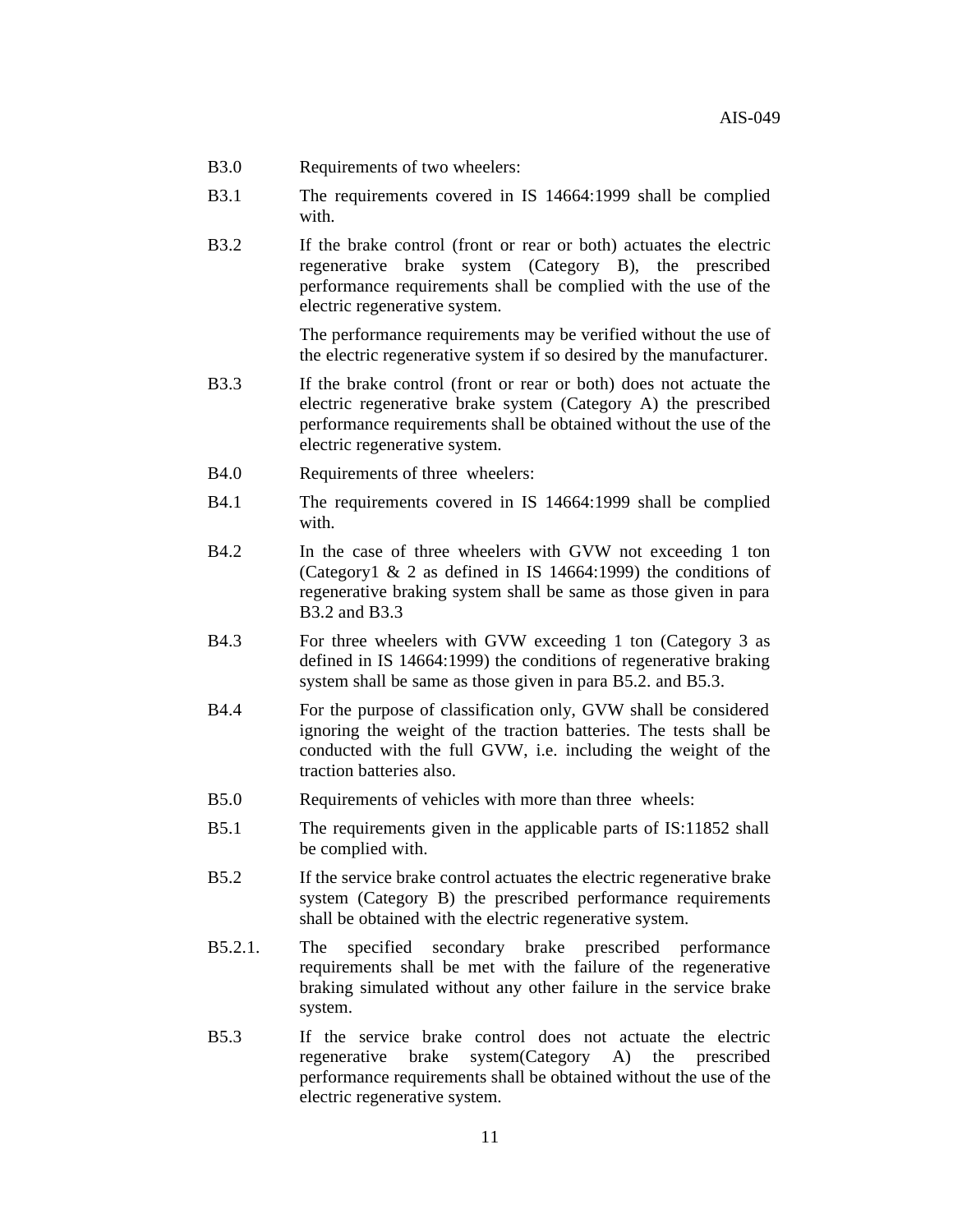B3.0 Requirements of two wheelers:

B3.1 The requirements covered in IS 14664:1999 shall be complied with.

B3.2 If the brake control (front or rear or both) actuates the electric regenerative brake system (Category B), the prescribed performance requirements shall be complied with the use of the electric regenerative system.

The performance requirements may be verified without the use of the electric regenerative system if so desired by the manufacturer.

B3.3 If the brake control (front or rear or both) does not actuate the electric regenerative brake system (Category A) the prescribed performance requirements shall be obtained without the use of the electric regenerative system.

B4.0 Requirements of three wheelers:

B4.1 The requirements covered in IS 14664:1999 shall be complied with.

B4.2 In the case of three wheelers with GVW not exceeding 1 ton (Category1 & 2 as defined in IS 14664:1999) the conditions of regenerative braking system shall be same as those given in para B3.2 and B3.3

B4.3 For three wheelers with GVW exceeding 1 ton (Category 3 as defined in IS 14664:1999) the conditions of regenerative braking system shall be same as those given in para B5.2. and B5.3.

B4.4 For the purpose of classification only, GVW shall be considered ignoring the weight of the traction batteries. The tests shall be conducted with the full GVW, i.e. including the weight of the traction batteries also.

B5.0 Requirements of vehicles with more than three wheels:

B5.1 The requirements given in the applicable parts of IS:11852 shall be complied with.

B5.2 If the service brake control actuates the electric regenerative brake system (Category B) the prescribed performance requirements shall be obtained with the electric regenerative system.

B5.2.1. The specified secondary brake prescribed performance requirements shall be met with the failure of the regenerative braking simulated without any other failure in the service brake system.

B5.3 If the service brake control does not actuate the electric regenerative brake system(Category A) the prescribed performance requirements shall be obtained without the use of the electric regenerative system.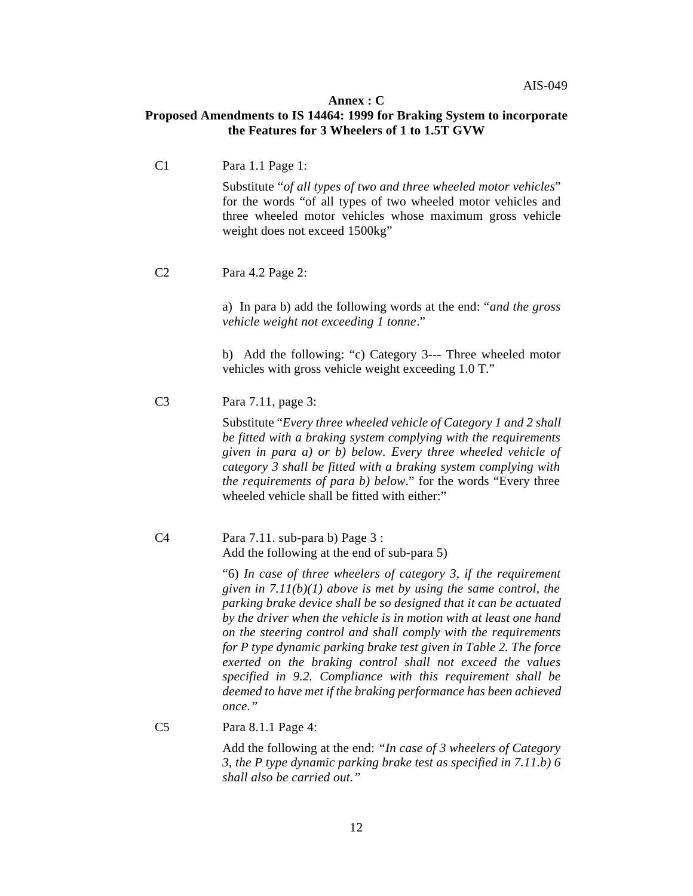## Annex : C

## Proposed Amendments to IS 14464: 1999 for Braking System to incorporate the Features for 3 Wheelers of 1 to 1.5T GVW

C1 Para 1.1 Page 1:

Substitute "*of all types of two and three wheeled motor vehicles*" for the words "of all types of two wheeled motor vehicles and three wheeled motor vehicles whose maximum gross vehicle weight does not exceed 1500kg"

C2 Para 4.2 Page 2:

a) In para b) add the following words at the end: "*and the gross vehicle weight not exceeding 1 tonne*."

b) Add the following: "c) Category 3--- Three wheeled motor vehicles with gross vehicle weight exceeding 1.0 T."

C3 Para 7.11, page 3:

Substitute "*Every three wheeled vehicle of Category 1 and 2 shall be fitted with a braking system complying with the requirements given in para a) or b) below. Every three wheeled vehicle of category 3 shall be fitted with a braking system complying with the requirements of para b) below*." for the words "Every three wheeled vehicle shall be fitted with either:"

C4 Para 7.11. sub-para b) Page 3 :
Add the following at the end of sub-para 5)

"6) *In case of three wheelers of category 3, if the requirement given in 7.11(b)(1) above is met by using the same control, the parking brake device shall be so designed that it can be actuated by the driver when the vehicle is in motion with at least one hand on the steering control and shall comply with the requirements for P type dynamic parking brake test given in Table 2. The force exerted on the braking control shall not exceed the values specified in 9.2. Compliance with this requirement shall be deemed to have met if the braking performance has been achieved once."*

C5 Para 8.1.1 Page 4:

Add the following at the end: *"In case of 3 wheelers of Category 3, the P type dynamic parking brake test as specified in 7.11.b) 6 shall also be carried out."*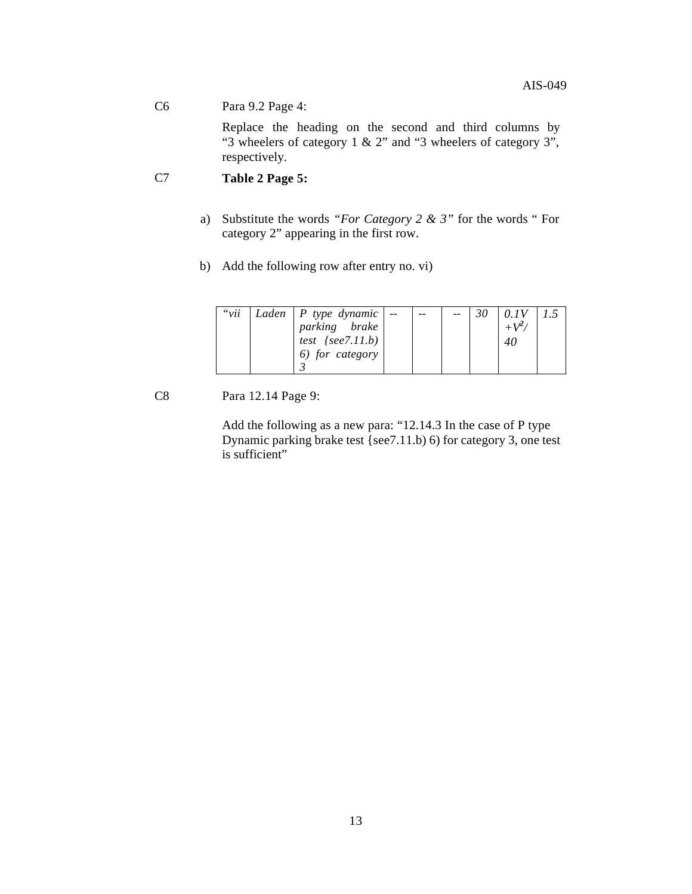C6 Para 9.2 Page 4:

Replace the heading on the second and third columns by "3 wheelers of category 1 & 2" and "3 wheelers of category 3", respectively.

C7 **Table 2 Page 5:**

a) Substitute the words *"For Category 2 & 3"* for the words " For category 2" appearing in the first row.

b) Add the following row after entry no. vi)

| *"vii* | *Laden* | *P type dynamic parking brake test {see7.11.b) 6) for category 3* | -- | -- | -- | *30* | *0.1V +V²/ 40* | *1.5* |
|---|---|---|---|---|---|---|---|---|

C8 Para 12.14 Page 9:

Add the following as a new para: "12.14.3 In the case of P type Dynamic parking brake test {see7.11.b) 6) for category 3, one test is sufficient"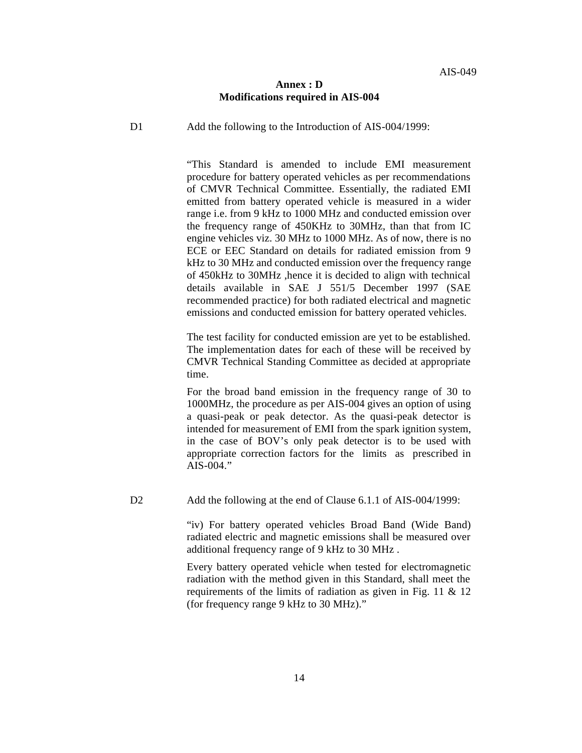## Annex : D
## Modifications required in AIS-004

D1 Add the following to the Introduction of AIS-004/1999:

"This Standard is amended to include EMI measurement procedure for battery operated vehicles as per recommendations of CMVR Technical Committee. Essentially, the radiated EMI emitted from battery operated vehicle is measured in a wider range i.e. from 9 kHz to 1000 MHz and conducted emission over the frequency range of 450KHz to 30MHz, than that from IC engine vehicles viz. 30 MHz to 1000 MHz. As of now, there is no ECE or EEC Standard on details for radiated emission from 9 kHz to 30 MHz and conducted emission over the frequency range of 450kHz to 30MHz ,hence it is decided to align with technical details available in SAE J 551/5 December 1997 (SAE recommended practice) for both radiated electrical and magnetic emissions and conducted emission for battery operated vehicles.

The test facility for conducted emission are yet to be established. The implementation dates for each of these will be received by CMVR Technical Standing Committee as decided at appropriate time.

For the broad band emission in the frequency range of 30 to 1000MHz, the procedure as per AIS-004 gives an option of using a quasi-peak or peak detector. As the quasi-peak detector is intended for measurement of EMI from the spark ignition system, in the case of BOV's only peak detector is to be used with appropriate correction factors for the limits as prescribed in AIS-004."

D2 Add the following at the end of Clause 6.1.1 of AIS-004/1999:

"iv) For battery operated vehicles Broad Band (Wide Band) radiated electric and magnetic emissions shall be measured over additional frequency range of 9 kHz to 30 MHz .

Every battery operated vehicle when tested for electromagnetic radiation with the method given in this Standard, shall meet the requirements of the limits of radiation as given in Fig. 11 & 12 (for frequency range 9 kHz to 30 MHz)."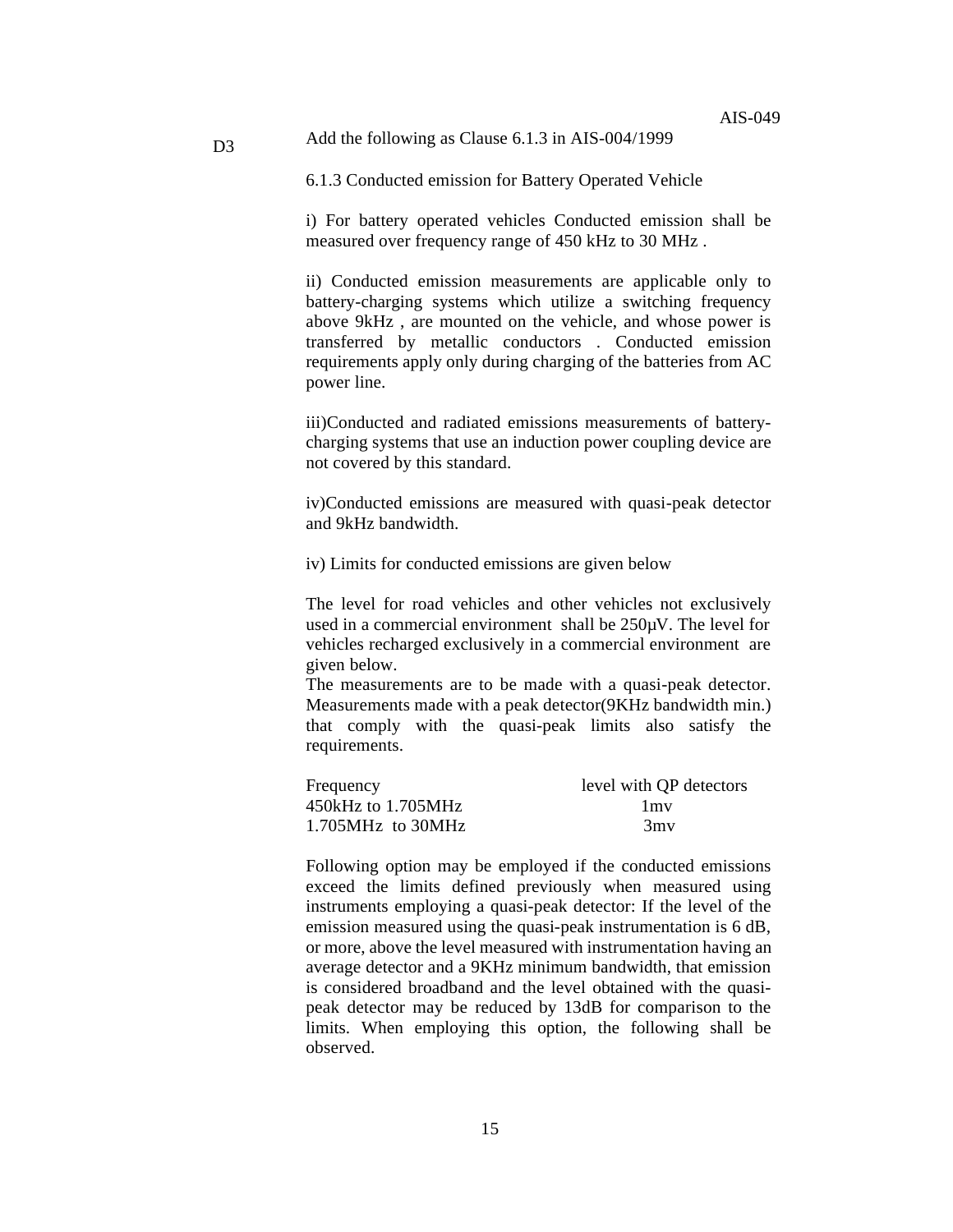D3 Add the following as Clause 6.1.3 in AIS-004/1999

6.1.3 Conducted emission for Battery Operated Vehicle

i) For battery operated vehicles Conducted emission shall be measured over frequency range of 450 kHz to 30 MHz .

ii) Conducted emission measurements are applicable only to battery-charging systems which utilize a switching frequency above 9kHz , are mounted on the vehicle, and whose power is transferred by metallic conductors . Conducted emission requirements apply only during charging of the batteries from AC power line.

iii)Conducted and radiated emissions measurements of battery-charging systems that use an induction power coupling device are not covered by this standard.

iv)Conducted emissions are measured with quasi-peak detector and 9kHz bandwidth.

iv) Limits for conducted emissions are given below

The level for road vehicles and other vehicles not exclusively used in a commercial environment shall be 250μV. The level for vehicles recharged exclusively in a commercial environment are given below.
The measurements are to be made with a quasi-peak detector. Measurements made with a peak detector(9KHz bandwidth min.) that comply with the quasi-peak limits also satisfy the requirements.

| Frequency | level with QP detectors |
|---|---|
| 450kHz to 1.705MHz | 1mv |
| 1.705MHz to 30MHz | 3mv |

Following option may be employed if the conducted emissions exceed the limits defined previously when measured using instruments employing a quasi-peak detector: If the level of the emission measured using the quasi-peak instrumentation is 6 dB, or more, above the level measured with instrumentation having an average detector and a 9KHz minimum bandwidth, that emission is considered broadband and the level obtained with the quasi-peak detector may be reduced by 13dB for comparison to the limits. When employing this option, the following shall be observed.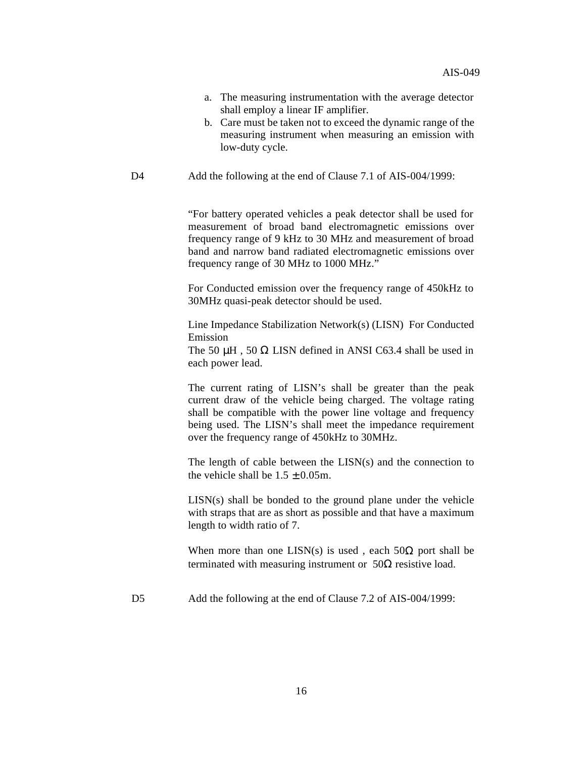a. The measuring instrumentation with the average detector shall employ a linear IF amplifier.
b. Care must be taken not to exceed the dynamic range of the measuring instrument when measuring an emission with low-duty cycle.

D4 Add the following at the end of Clause 7.1 of AIS-004/1999:

"For battery operated vehicles a peak detector shall be used for measurement of broad band electromagnetic emissions over frequency range of 9 kHz to 30 MHz and measurement of broad band and narrow band radiated electromagnetic emissions over frequency range of 30 MHz to 1000 MHz."

For Conducted emission over the frequency range of 450kHz to 30MHz quasi-peak detector should be used.

Line Impedance Stabilization Network(s) (LISN) For Conducted Emission

The 50 μH , 50 Ω LISN defined in ANSI C63.4 shall be used in each power lead.

The current rating of LISN's shall be greater than the peak current draw of the vehicle being charged. The voltage rating shall be compatible with the power line voltage and frequency being used. The LISN's shall meet the impedance requirement over the frequency range of 450kHz to 30MHz.

The length of cable between the LISN(s) and the connection to the vehicle shall be 1.5 ± 0.05m.

LISN(s) shall be bonded to the ground plane under the vehicle with straps that are as short as possible and that have a maximum length to width ratio of 7.

When more than one LISN(s) is used , each 50Ω port shall be terminated with measuring instrument or 50Ω resistive load.

D5 Add the following at the end of Clause 7.2 of AIS-004/1999: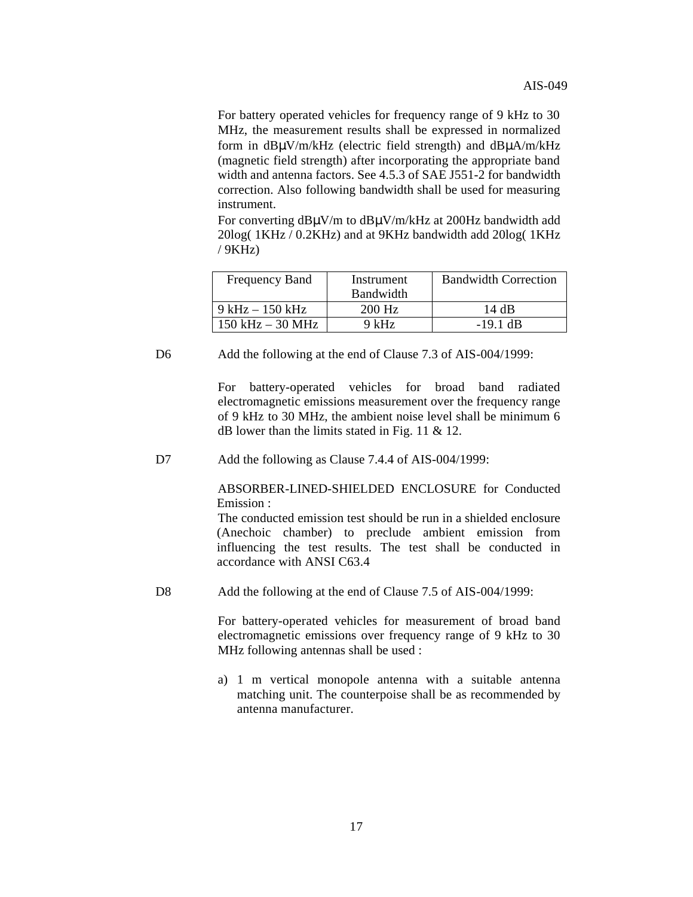For battery operated vehicles for frequency range of 9 kHz to 30 MHz, the measurement results shall be expressed in normalized form in dBμV/m/kHz (electric field strength) and dBμA/m/kHz (magnetic field strength) after incorporating the appropriate band width and antenna factors. See 4.5.3 of SAE J551-2 for bandwidth correction. Also following bandwidth shall be used for measuring instrument.

For converting dBμV/m to dBμV/m/kHz at 200Hz bandwidth add 20log( 1KHz / 0.2KHz) and at 9KHz bandwidth add 20log( 1KHz / 9KHz)

| Frequency Band | Instrument Bandwidth | Bandwidth Correction |
|---|---|---|
| 9 kHz – 150 kHz | 200 Hz | 14 dB |
| 150 kHz – 30 MHz | 9 kHz | -19.1 dB |

D6 Add the following at the end of Clause 7.3 of AIS-004/1999:

For battery-operated vehicles for broad band radiated electromagnetic emissions measurement over the frequency range of 9 kHz to 30 MHz, the ambient noise level shall be minimum 6 dB lower than the limits stated in Fig. 11 & 12.

D7 Add the following as Clause 7.4.4 of AIS-004/1999:

ABSORBER-LINED-SHIELDED ENCLOSURE for Conducted Emission :

The conducted emission test should be run in a shielded enclosure (Anechoic chamber) to preclude ambient emission from influencing the test results. The test shall be conducted in accordance with ANSI C63.4

D8 Add the following at the end of Clause 7.5 of AIS-004/1999:

For battery-operated vehicles for measurement of broad band electromagnetic emissions over frequency range of 9 kHz to 30 MHz following antennas shall be used :

a) 1 m vertical monopole antenna with a suitable antenna matching unit. The counterpoise shall be as recommended by antenna manufacturer.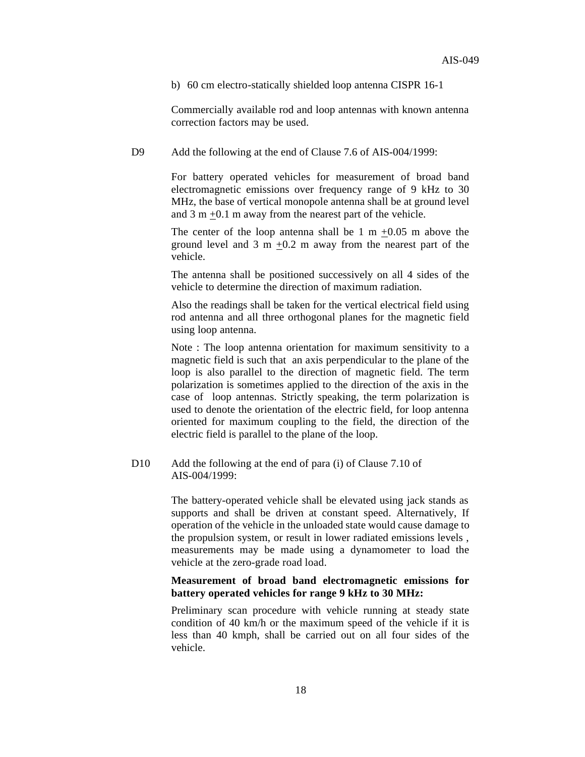b) 60 cm electro-statically shielded loop antenna CISPR 16-1

Commercially available rod and loop antennas with known antenna correction factors may be used.

D9 Add the following at the end of Clause 7.6 of AIS-004/1999:

For battery operated vehicles for measurement of broad band electromagnetic emissions over frequency range of 9 kHz to 30 MHz, the base of vertical monopole antenna shall be at ground level and 3 m $\pm$0.1 m away from the nearest part of the vehicle.

The center of the loop antenna shall be 1 m $\pm$0.05 m above the ground level and 3 m $\pm$0.2 m away from the nearest part of the vehicle.

The antenna shall be positioned successively on all 4 sides of the vehicle to determine the direction of maximum radiation.

Also the readings shall be taken for the vertical electrical field using rod antenna and all three orthogonal planes for the magnetic field using loop antenna.

Note : The loop antenna orientation for maximum sensitivity to a magnetic field is such that an axis perpendicular to the plane of the loop is also parallel to the direction of magnetic field. The term polarization is sometimes applied to the direction of the axis in the case of loop antennas. Strictly speaking, the term polarization is used to denote the orientation of the electric field, for loop antenna oriented for maximum coupling to the field, the direction of the electric field is parallel to the plane of the loop.

D10 Add the following at the end of para (i) of Clause 7.10 of AIS-004/1999:

The battery-operated vehicle shall be elevated using jack stands as supports and shall be driven at constant speed. Alternatively, If operation of the vehicle in the unloaded state would cause damage to the propulsion system, or result in lower radiated emissions levels , measurements may be made using a dynamometer to load the vehicle at the zero-grade road load.

**Measurement of broad band electromagnetic emissions for battery operated vehicles for range 9 kHz to 30 MHz:**

Preliminary scan procedure with vehicle running at steady state condition of 40 km/h or the maximum speed of the vehicle if it is less than 40 kmph, shall be carried out on all four sides of the vehicle.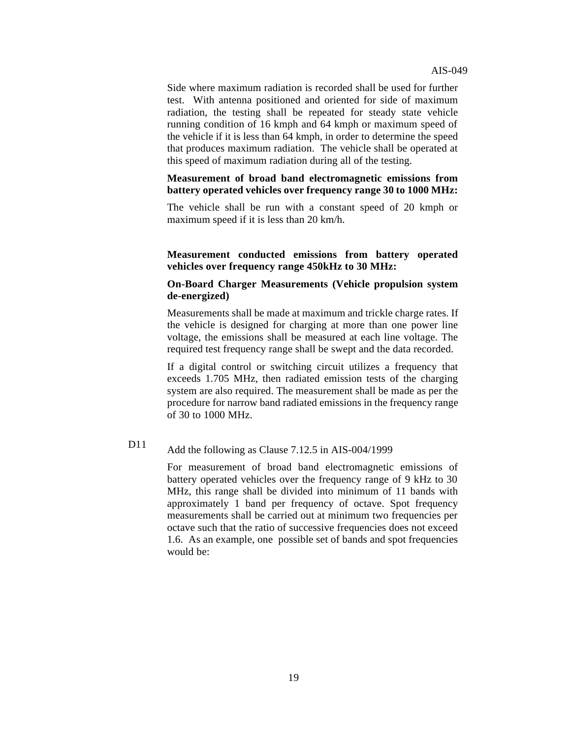Side where maximum radiation is recorded shall be used for further test. With antenna positioned and oriented for side of maximum radiation, the testing shall be repeated for steady state vehicle running condition of 16 kmph and 64 kmph or maximum speed of the vehicle if it is less than 64 kmph, in order to determine the speed that produces maximum radiation. The vehicle shall be operated at this speed of maximum radiation during all of the testing.

**Measurement of broad band electromagnetic emissions from battery operated vehicles over frequency range 30 to 1000 MHz:**

The vehicle shall be run with a constant speed of 20 kmph or maximum speed if it is less than 20 km/h.

**Measurement conducted emissions from battery operated vehicles over frequency range 450kHz to 30 MHz:**

**On-Board Charger Measurements (Vehicle propulsion system de-energized)**

Measurements shall be made at maximum and trickle charge rates. If the vehicle is designed for charging at more than one power line voltage, the emissions shall be measured at each line voltage. The required test frequency range shall be swept and the data recorded.

If a digital control or switching circuit utilizes a frequency that exceeds 1.705 MHz, then radiated emission tests of the charging system are also required. The measurement shall be made as per the procedure for narrow band radiated emissions in the frequency range of 30 to 1000 MHz.

D11 Add the following as Clause 7.12.5 in AIS-004/1999

For measurement of broad band electromagnetic emissions of battery operated vehicles over the frequency range of 9 kHz to 30 MHz, this range shall be divided into minimum of 11 bands with approximately 1 band per frequency of octave. Spot frequency measurements shall be carried out at minimum two frequencies per octave such that the ratio of successive frequencies does not exceed 1.6. As an example, one possible set of bands and spot frequencies would be: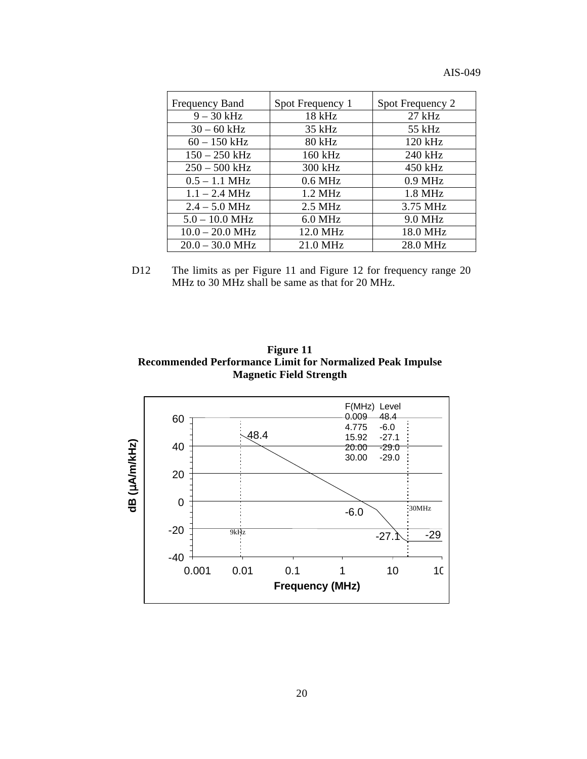| Frequency Band | Spot Frequency 1 | Spot Frequency 2 |
|---|---|---|
| 9 – 30 kHz | 18 kHz | 27 kHz |
| 30 – 60 kHz | 35 kHz | 55 kHz |
| 60 – 150 kHz | 80 kHz | 120 kHz |
| 150 – 250 kHz | 160 kHz | 240 kHz |
| 250 – 500 kHz | 300 kHz | 450 kHz |
| 0.5 – 1.1 MHz | 0.6 MHz | 0.9 MHz |
| 1.1 – 2.4 MHz | 1.2 MHz | 1.8 MHz |
| 2.4 – 5.0 MHz | 2.5 MHz | 3.75 MHz |
| 5.0 – 10.0 MHz | 6.0 MHz | 9.0 MHz |
| 10.0 – 20.0 MHz | 12.0 MHz | 18.0 MHz |
| 20.0 – 30.0 MHz | 21.0 MHz | 28.0 MHz |

D12 The limits as per Figure 11 and Figure 12 for frequency range 20 MHz to 30 MHz shall be same as that for 20 MHz.

**Figure 11**
**Recommended Performance Limit for Normalized Peak Impulse Magnetic Field Strength**

| F(MHz) | Level |
|---|---|
| 0.009 | 48.4 |
| 4.775 | -6.0 |
| 15.92 | -27.1 |
| 20.00 | -29.0 |
| 30.00 | -29.0 |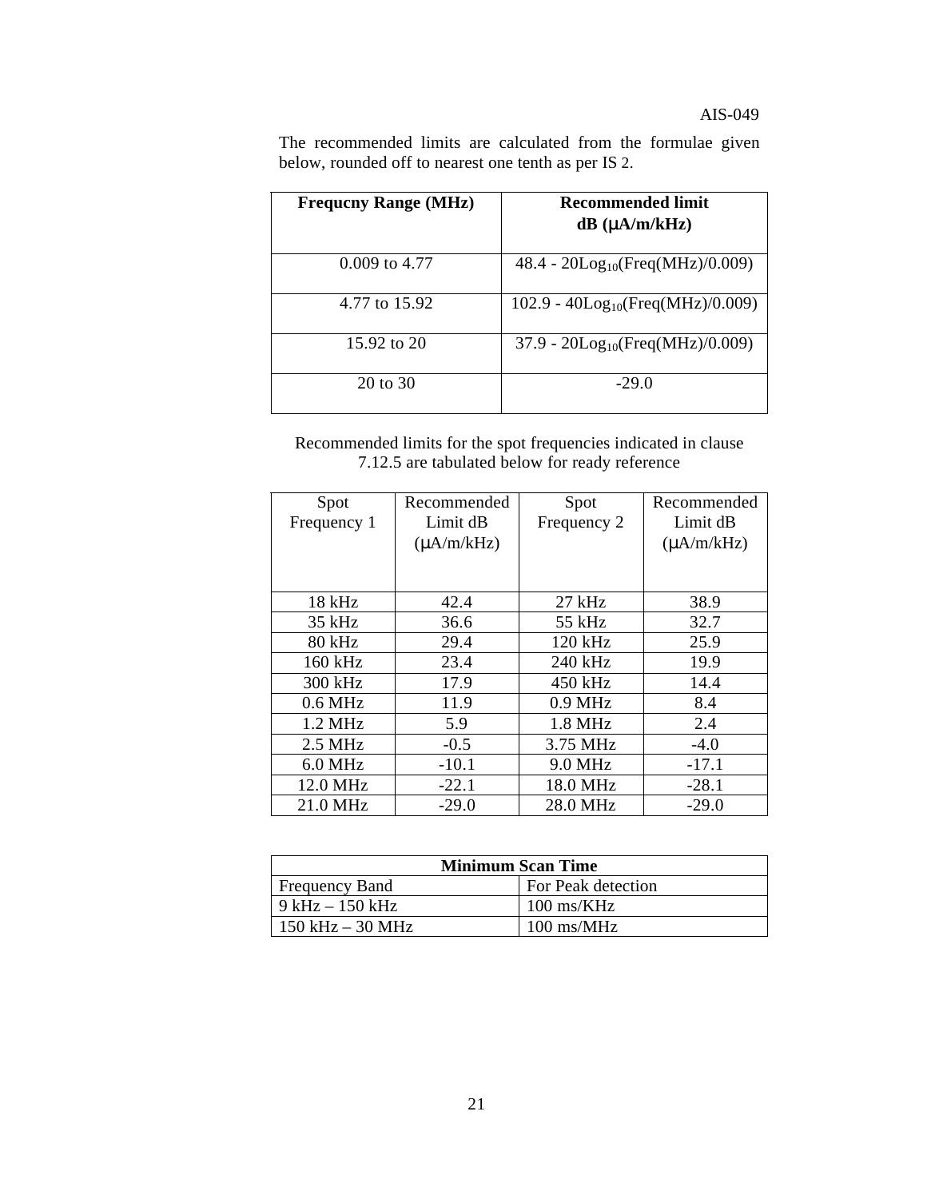The recommended limits are calculated from the formulae given below, rounded off to nearest one tenth as per IS 2.

| Frequcny Range (MHz) | Recommended limit dB (μA/m/kHz) |
|---|---|
| 0.009 to 4.77 | $48.4 - 20\text{Log}_{10}(\text{Freq(MHz)}/0.009)$ |
| 4.77 to 15.92 | $102.9 - 40\text{Log}_{10}(\text{Freq(MHz)}/0.009)$ |
| 15.92 to 20 | $37.9 - 20\text{Log}_{10}(\text{Freq(MHz)}/0.009)$ |
| 20 to 30 | -29.0 |

Recommended limits for the spot frequencies indicated in clause 7.12.5 are tabulated below for ready reference

| Spot Frequency 1 | Recommended Limit dB (μA/m/kHz) | Spot Frequency 2 | Recommended Limit dB (μA/m/kHz) |
|---|---|---|---|
| 18 kHz | 42.4 | 27 kHz | 38.9 |
| 35 kHz | 36.6 | 55 kHz | 32.7 |
| 80 kHz | 29.4 | 120 kHz | 25.9 |
| 160 kHz | 23.4 | 240 kHz | 19.9 |
| 300 kHz | 17.9 | 450 kHz | 14.4 |
| 0.6 MHz | 11.9 | 0.9 MHz | 8.4 |
| 1.2 MHz | 5.9 | 1.8 MHz | 2.4 |
| 2.5 MHz | -0.5 | 3.75 MHz | -4.0 |
| 6.0 MHz | -10.1 | 9.0 MHz | -17.1 |
| 12.0 MHz | -22.1 | 18.0 MHz | -28.1 |
| 21.0 MHz | -29.0 | 28.0 MHz | -29.0 |

| Minimum Scan Time | |
|---|---|
| Frequency Band | For Peak detection |
| 9 kHz – 150 kHz | 100 ms/KHz |
| 150 kHz – 30 MHz | 100 ms/MHz |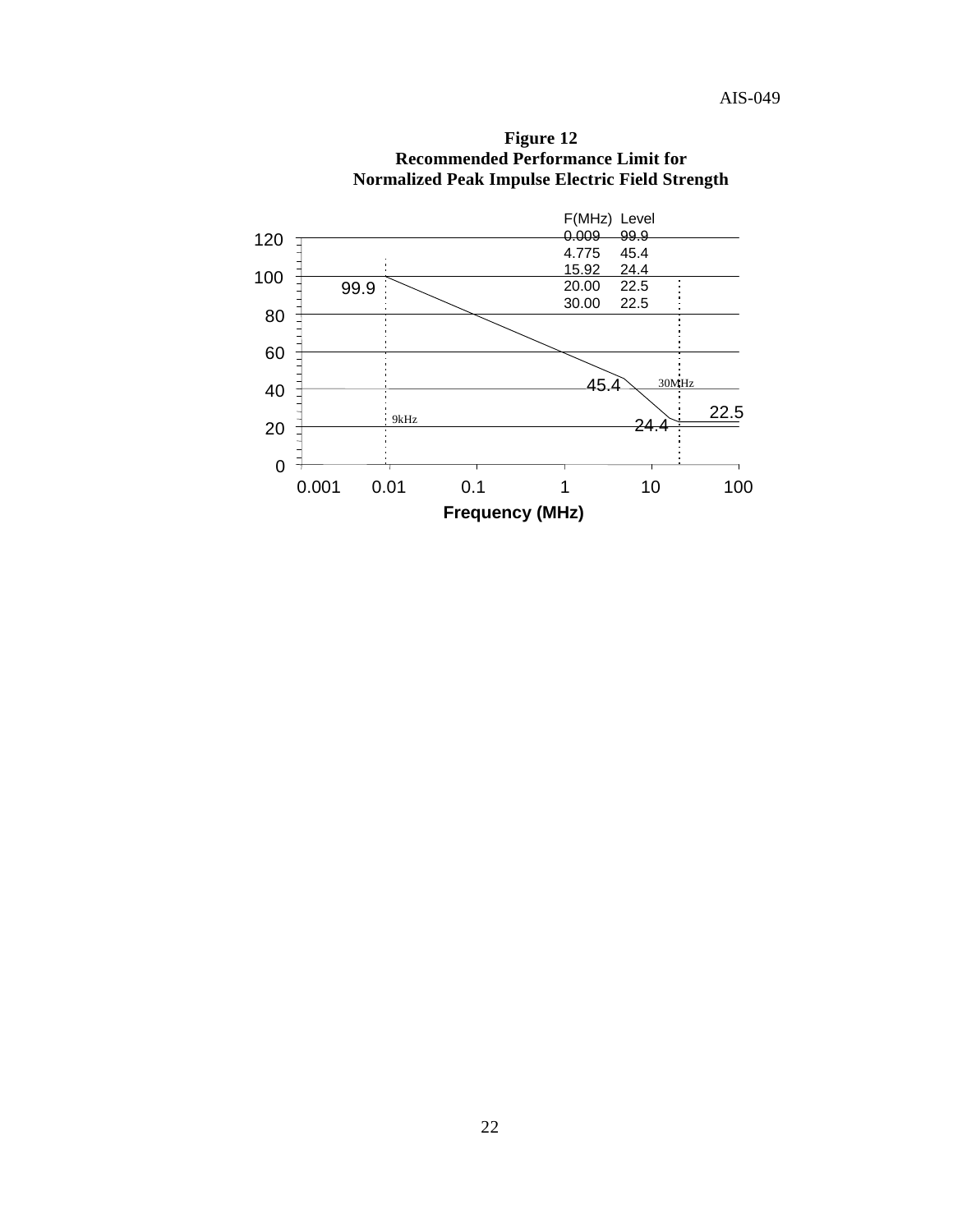**Figure 12**
**Recommended Performance Limit for**
**Normalized Peak Impulse Electric Field Strength**

| F(MHz) | Level |
|---|---|
| 0.009 | 99.9 |
| 4.775 | 45.4 |
| 15.92 | 24.4 |
| 20.00 | 22.5 |
| 30.00 | 22.5 |

Frequency (MHz)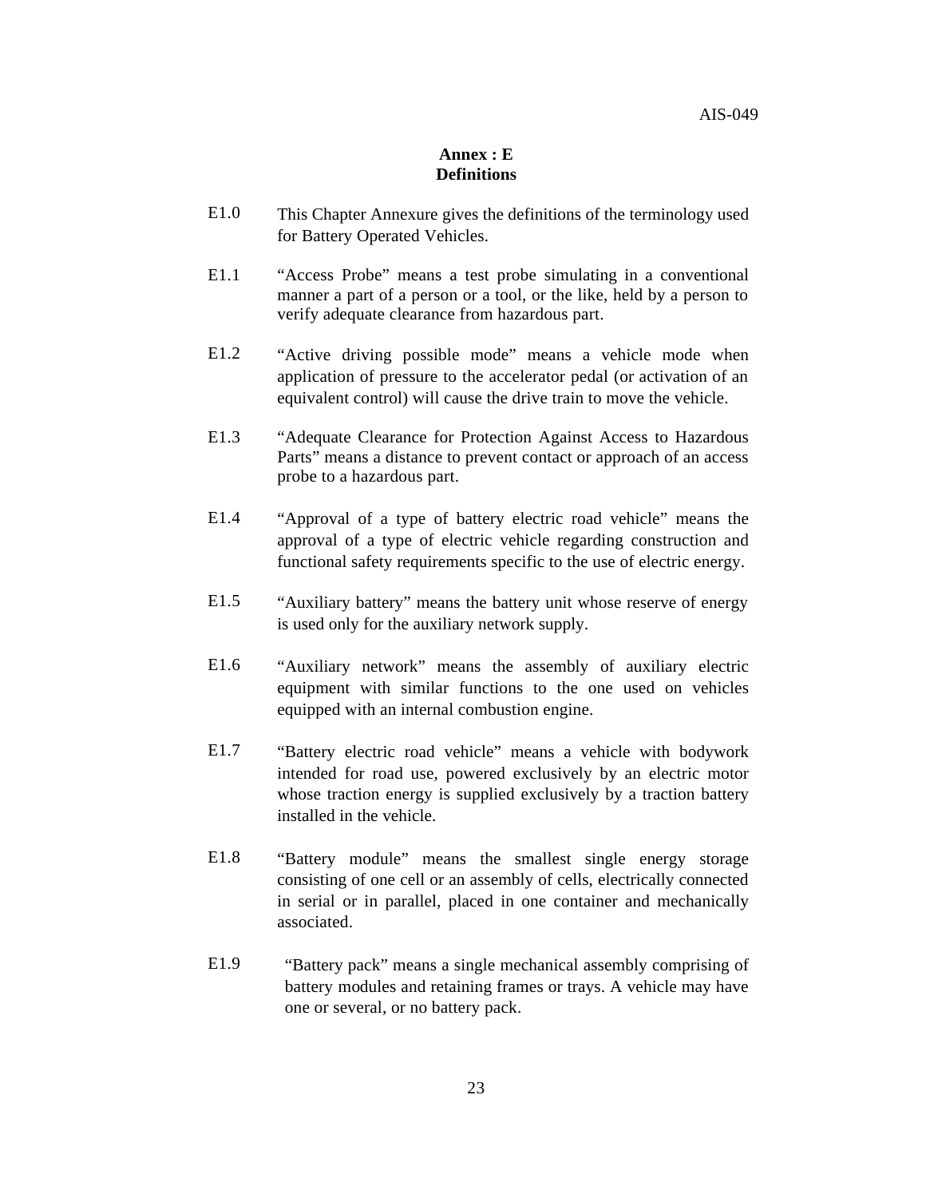## Annex : E
## Definitions

E1.0 This Chapter Annexure gives the definitions of the terminology used for Battery Operated Vehicles.

E1.1 "Access Probe" means a test probe simulating in a conventional manner a part of a person or a tool, or the like, held by a person to verify adequate clearance from hazardous part.

E1.2 "Active driving possible mode" means a vehicle mode when application of pressure to the accelerator pedal (or activation of an equivalent control) will cause the drive train to move the vehicle.

E1.3 "Adequate Clearance for Protection Against Access to Hazardous Parts" means a distance to prevent contact or approach of an access probe to a hazardous part.

E1.4 "Approval of a type of battery electric road vehicle" means the approval of a type of electric vehicle regarding construction and functional safety requirements specific to the use of electric energy.

E1.5 "Auxiliary battery" means the battery unit whose reserve of energy is used only for the auxiliary network supply.

E1.6 "Auxiliary network" means the assembly of auxiliary electric equipment with similar functions to the one used on vehicles equipped with an internal combustion engine.

E1.7 "Battery electric road vehicle" means a vehicle with bodywork intended for road use, powered exclusively by an electric motor whose traction energy is supplied exclusively by a traction battery installed in the vehicle.

E1.8 "Battery module" means the smallest single energy storage consisting of one cell or an assembly of cells, electrically connected in serial or in parallel, placed in one container and mechanically associated.

E1.9 "Battery pack" means a single mechanical assembly comprising of battery modules and retaining frames or trays. A vehicle may have one or several, or no battery pack.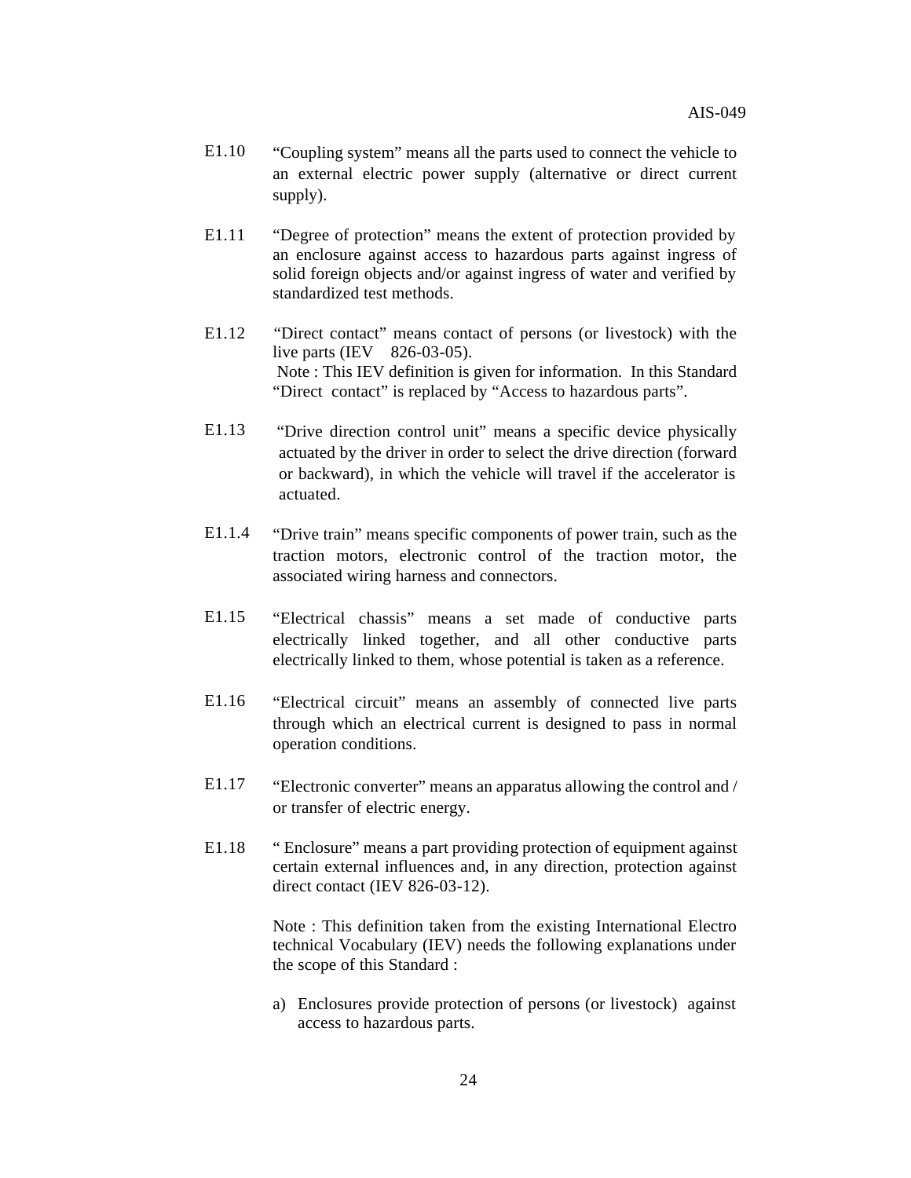E1.10 "Coupling system" means all the parts used to connect the vehicle to an external electric power supply (alternative or direct current supply).

E1.11 "Degree of protection" means the extent of protection provided by an enclosure against access to hazardous parts against ingress of solid foreign objects and/or against ingress of water and verified by standardized test methods.

E1.12 "Direct contact" means contact of persons (or livestock) with the live parts (IEV 826-03-05).
Note : This IEV definition is given for information. In this Standard "Direct contact" is replaced by "Access to hazardous parts".

E1.13 "Drive direction control unit" means a specific device physically actuated by the driver in order to select the drive direction (forward or backward), in which the vehicle will travel if the accelerator is actuated.

E1.1.4 "Drive train" means specific components of power train, such as the traction motors, electronic control of the traction motor, the associated wiring harness and connectors.

E1.15 "Electrical chassis" means a set made of conductive parts electrically linked together, and all other conductive parts electrically linked to them, whose potential is taken as a reference.

E1.16 "Electrical circuit" means an assembly of connected live parts through which an electrical current is designed to pass in normal operation conditions.

E1.17 "Electronic converter" means an apparatus allowing the control and / or transfer of electric energy.

E1.18 " Enclosure" means a part providing protection of equipment against certain external influences and, in any direction, protection against direct contact (IEV 826-03-12).

Note : This definition taken from the existing International Electro technical Vocabulary (IEV) needs the following explanations under the scope of this Standard :

a) Enclosures provide protection of persons (or livestock) against access to hazardous parts.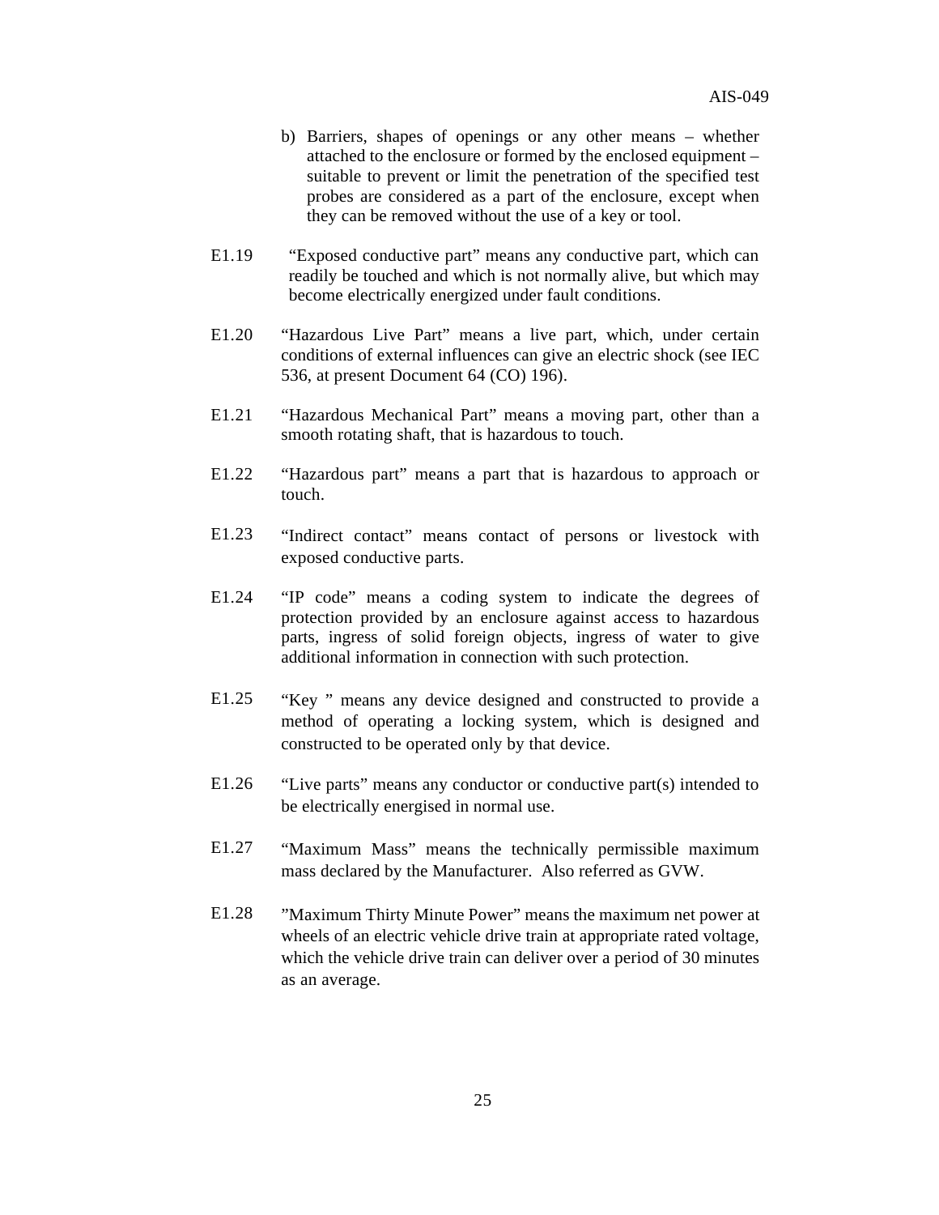b) Barriers, shapes of openings or any other means – whether attached to the enclosure or formed by the enclosed equipment – suitable to prevent or limit the penetration of the specified test probes are considered as a part of the enclosure, except when they can be removed without the use of a key or tool.

E1.19 "Exposed conductive part" means any conductive part, which can readily be touched and which is not normally alive, but which may become electrically energized under fault conditions.

E1.20 "Hazardous Live Part" means a live part, which, under certain conditions of external influences can give an electric shock (see IEC 536, at present Document 64 (CO) 196).

E1.21 "Hazardous Mechanical Part" means a moving part, other than a smooth rotating shaft, that is hazardous to touch.

E1.22 "Hazardous part" means a part that is hazardous to approach or touch.

E1.23 "Indirect contact" means contact of persons or livestock with exposed conductive parts.

E1.24 "IP code" means a coding system to indicate the degrees of protection provided by an enclosure against access to hazardous parts, ingress of solid foreign objects, ingress of water to give additional information in connection with such protection.

E1.25 "Key " means any device designed and constructed to provide a method of operating a locking system, which is designed and constructed to be operated only by that device.

E1.26 "Live parts" means any conductor or conductive part(s) intended to be electrically energised in normal use.

E1.27 "Maximum Mass" means the technically permissible maximum mass declared by the Manufacturer. Also referred as GVW.

E1.28 "Maximum Thirty Minute Power" means the maximum net power at wheels of an electric vehicle drive train at appropriate rated voltage, which the vehicle drive train can deliver over a period of 30 minutes as an average.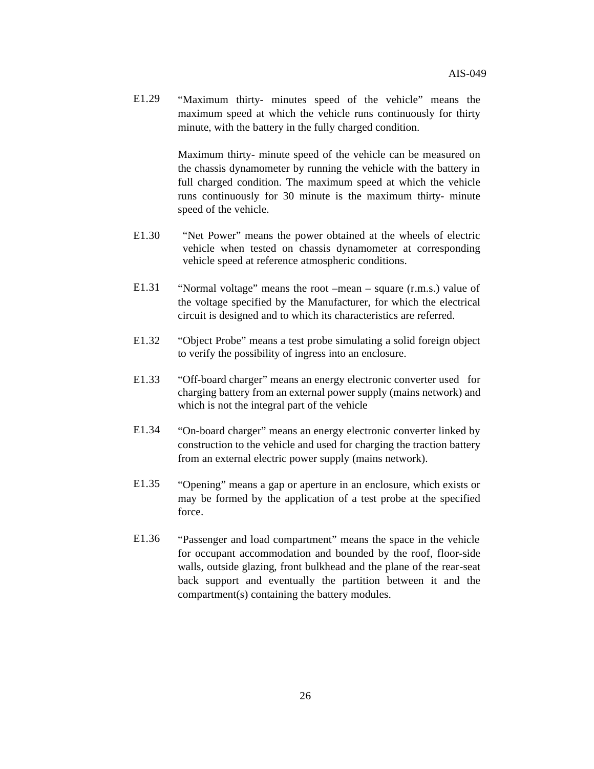E1.29 "Maximum thirty- minutes speed of the vehicle" means the maximum speed at which the vehicle runs continuously for thirty minute, with the battery in the fully charged condition.

Maximum thirty- minute speed of the vehicle can be measured on the chassis dynamometer by running the vehicle with the battery in full charged condition. The maximum speed at which the vehicle runs continuously for 30 minute is the maximum thirty- minute speed of the vehicle.

E1.30 "Net Power" means the power obtained at the wheels of electric vehicle when tested on chassis dynamometer at corresponding vehicle speed at reference atmospheric conditions.

E1.31 "Normal voltage" means the root –mean – square (r.m.s.) value of the voltage specified by the Manufacturer, for which the electrical circuit is designed and to which its characteristics are referred.

E1.32 "Object Probe" means a test probe simulating a solid foreign object to verify the possibility of ingress into an enclosure.

E1.33 "Off-board charger" means an energy electronic converter used for charging battery from an external power supply (mains network) and which is not the integral part of the vehicle

E1.34 "On-board charger" means an energy electronic converter linked by construction to the vehicle and used for charging the traction battery from an external electric power supply (mains network).

E1.35 "Opening" means a gap or aperture in an enclosure, which exists or may be formed by the application of a test probe at the specified force.

E1.36 "Passenger and load compartment" means the space in the vehicle for occupant accommodation and bounded by the roof, floor-side walls, outside glazing, front bulkhead and the plane of the rear-seat back support and eventually the partition between it and the compartment(s) containing the battery modules.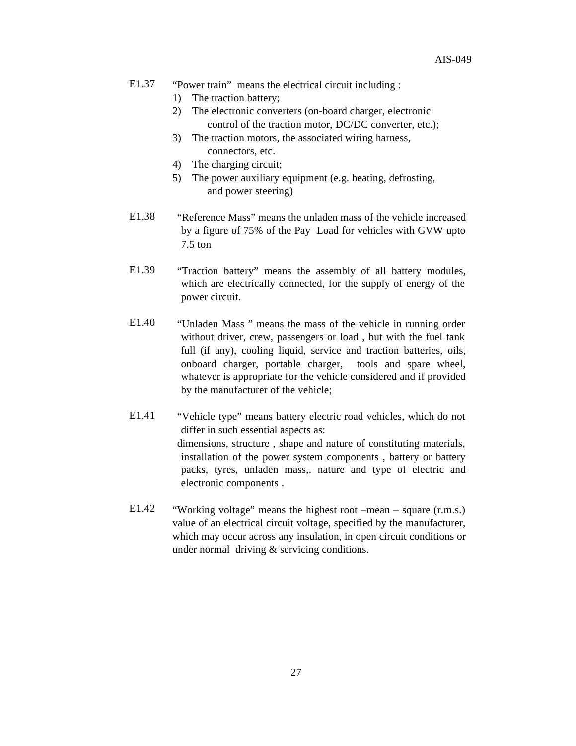E1.37 "Power train" means the electrical circuit including :

1) The traction battery;
2) The electronic converters (on-board charger, electronic control of the traction motor, DC/DC converter, etc.);
3) The traction motors, the associated wiring harness, connectors, etc.
4) The charging circuit;
5) The power auxiliary equipment (e.g. heating, defrosting, and power steering)

E1.38 "Reference Mass" means the unladen mass of the vehicle increased by a figure of 75% of the Pay Load for vehicles with GVW upto 7.5 ton

E1.39 "Traction battery" means the assembly of all battery modules, which are electrically connected, for the supply of energy of the power circuit.

E1.40 "Unladen Mass " means the mass of the vehicle in running order without driver, crew, passengers or load , but with the fuel tank full (if any), cooling liquid, service and traction batteries, oils, onboard charger, portable charger, tools and spare wheel, whatever is appropriate for the vehicle considered and if provided by the manufacturer of the vehicle;

E1.41 "Vehicle type" means battery electric road vehicles, which do not differ in such essential aspects as:
dimensions, structure , shape and nature of constituting materials, installation of the power system components , battery or battery packs, tyres, unladen mass,. nature and type of electric and electronic components .

E1.42 "Working voltage" means the highest root –mean – square (r.m.s.) value of an electrical circuit voltage, specified by the manufacturer, which may occur across any insulation, in open circuit conditions or under normal driving & servicing conditions.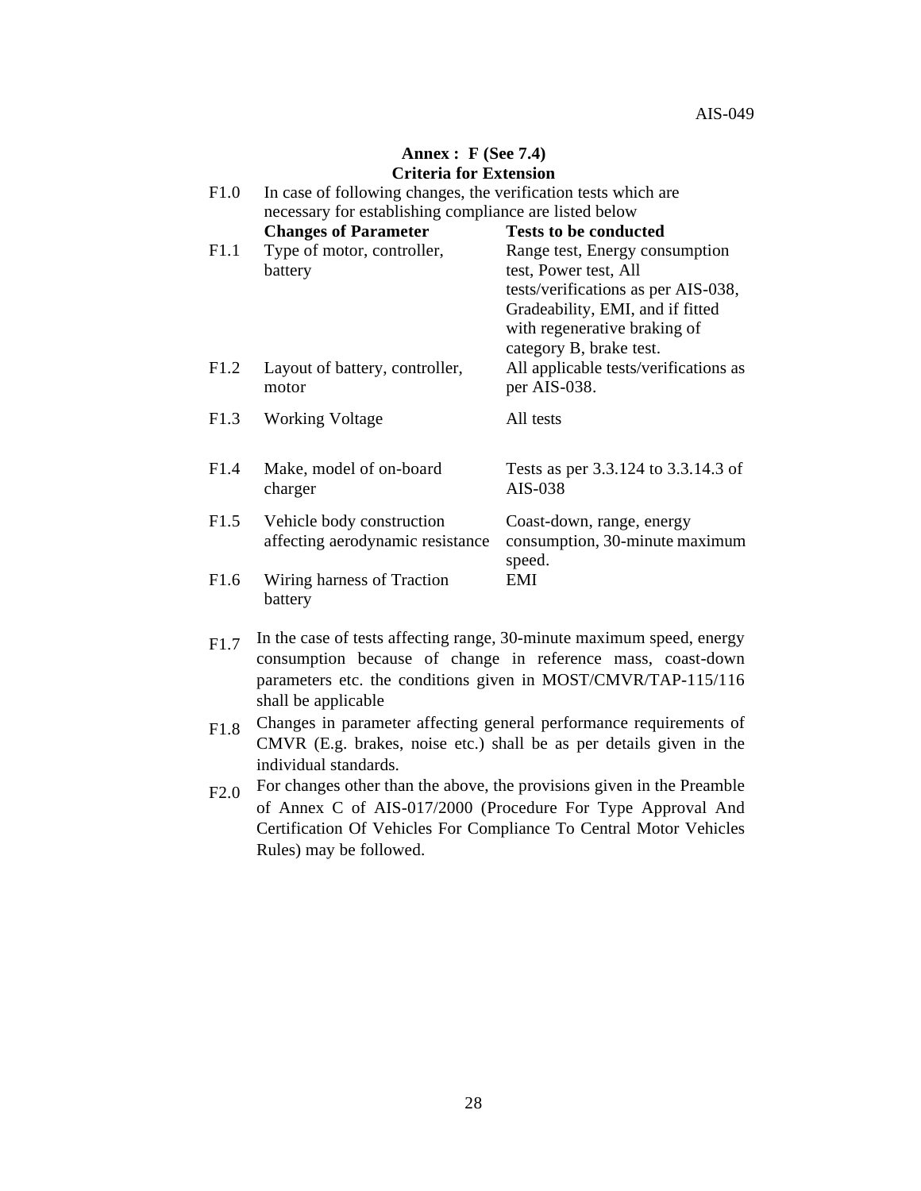## Annex : F (See 7.4)
## Criteria for Extension

F1.0 In case of following changes, the verification tests which are necessary for establishing compliance are listed below

| | Changes of Parameter | Tests to be conducted |
|---|---|---|
| F1.1 | Type of motor, controller, battery | Range test, Energy consumption test, Power test, All tests/verifications as per AIS-038, Gradeability, EMI, and if fitted with regenerative braking of category B, brake test. |
| F1.2 | Layout of battery, controller, motor | All applicable tests/verifications as per AIS-038. |
| F1.3 | Working Voltage | All tests |
| F1.4 | Make, model of on-board charger | Tests as per 3.3.124 to 3.3.14.3 of AIS-038 |
| F1.5 | Vehicle body construction affecting aerodynamic resistance | Coast-down, range, energy consumption, 30-minute maximum speed. |
| F1.6 | Wiring harness of Traction battery | EMI |

F1.7 In the case of tests affecting range, 30-minute maximum speed, energy consumption because of change in reference mass, coast-down parameters etc. the conditions given in MOST/CMVR/TAP-115/116 shall be applicable

F1.8 Changes in parameter affecting general performance requirements of CMVR (E.g. brakes, noise etc.) shall be as per details given in the individual standards.

F2.0 For changes other than the above, the provisions given in the Preamble of Annex C of AIS-017/2000 (Procedure For Type Approval And Certification Of Vehicles For Compliance To Central Motor Vehicles Rules) may be followed.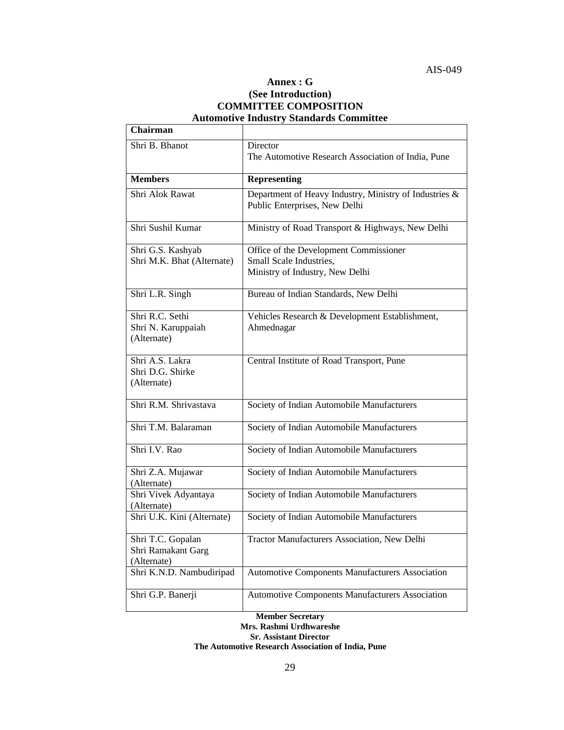**Annex : G**
**(See Introduction)**
**COMMITTEE COMPOSITION**
**Automotive Industry Standards Committee**

| **Chairman** | |
|---|---|
| Shri B. Bhanot | Director<br>The Automotive Research Association of India, Pune |
| **Members** | **Representing** |
| Shri Alok Rawat | Department of Heavy Industry, Ministry of Industries & Public Enterprises, New Delhi |
| Shri Sushil Kumar | Ministry of Road Transport & Highways, New Delhi |
| Shri G.S. Kashyab<br>Shri M.K. Bhat (Alternate) | Office of the Development Commissioner<br>Small Scale Industries,<br>Ministry of Industry, New Delhi |
| Shri L.R. Singh | Bureau of Indian Standards, New Delhi |
| Shri R.C. Sethi<br>Shri N. Karuppaiah (Alternate) | Vehicles Research & Development Establishment, Ahmednagar |
| Shri A.S. Lakra<br>Shri D.G. Shirke (Alternate) | Central Institute of Road Transport, Pune |
| Shri R.M. Shrivastava | Society of Indian Automobile Manufacturers |
| Shri T.M. Balaraman | Society of Indian Automobile Manufacturers |
| Shri I.V. Rao | Society of Indian Automobile Manufacturers |
| Shri Z.A. Mujawar (Alternate) | Society of Indian Automobile Manufacturers |
| Shri Vivek Adyantaya (Alternate) | Society of Indian Automobile Manufacturers |
| Shri U.K. Kini (Alternate) | Society of Indian Automobile Manufacturers |
| Shri T.C. Gopalan<br>Shri Ramakant Garg (Alternate) | Tractor Manufacturers Association, New Delhi |
| Shri K.N.D. Nambudiripad | Automotive Components Manufacturers Association |
| Shri G.P. Banerji | Automotive Components Manufacturers Association |

**Member Secretary**
**Mrs. Rashmi Urdhwareshe**
**Sr. Assistant Director**
**The Automotive Research Association of India, Pune**